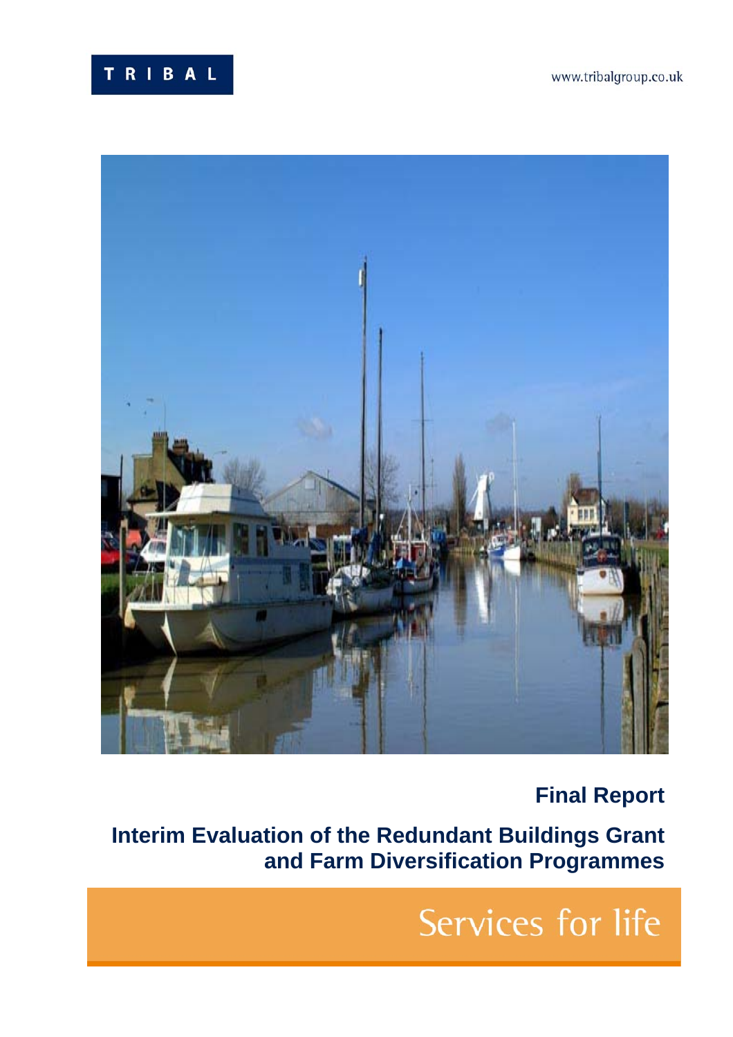TRIBAL

www.tribalgroup.co.uk

**Final Report**

# Interim Evaluation of the Redundant Buildings Grant and Farm Diversification Programmes

Services for life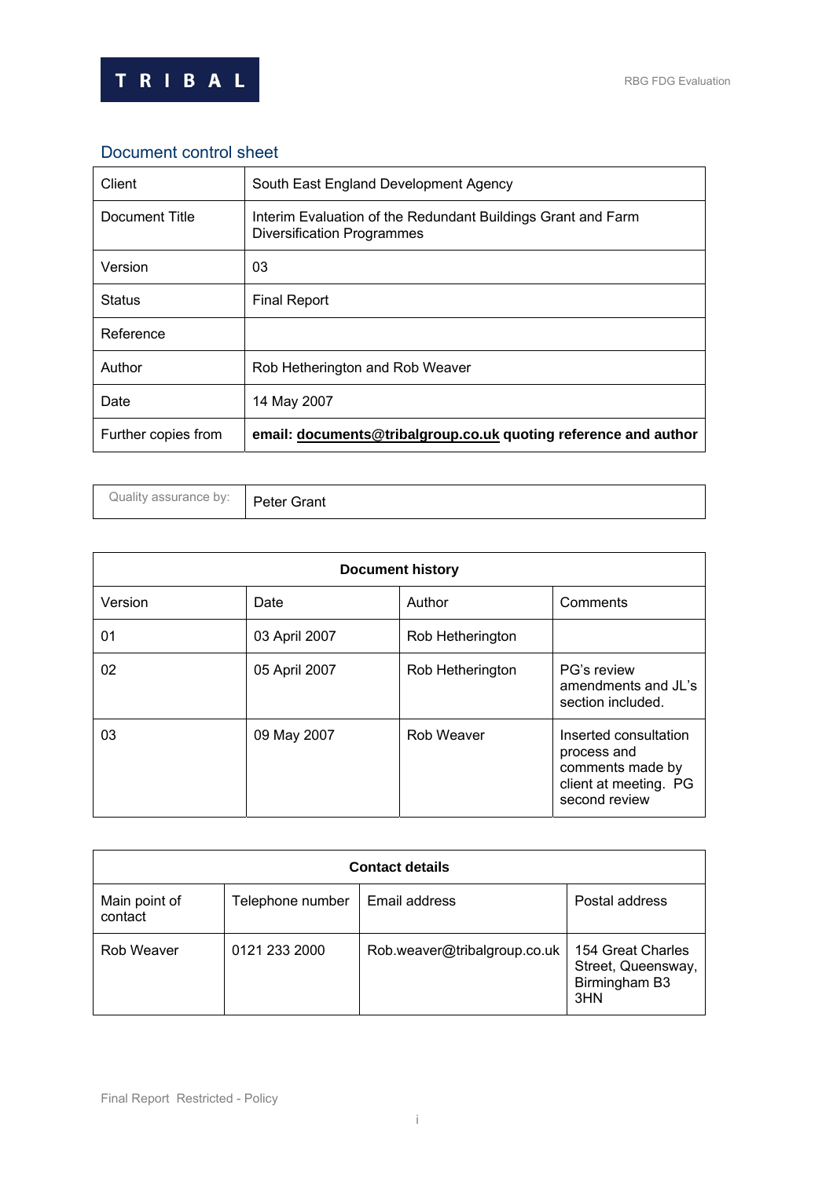## Document control sheet

| Client | South East England Development Agency |
|---|---|
| Document Title | Interim Evaluation of the Redundant Buildings Grant and Farm Diversification Programmes |
| Version | 03 |
| Status | Final Report |
| Reference | |
| Author | Rob Hetherington and Rob Weaver |
| Date | 14 May 2007 |
| Further copies from | **email: documents@tribalgroup.co.uk quoting reference and author** |

| Quality assurance by: | Peter Grant |
|---|---|

| **Document history** | | | |
|---|---|---|---|
| Version | Date | Author | Comments |
| 01 | 03 April 2007 | Rob Hetherington | |
| 02 | 05 April 2007 | Rob Hetherington | PG's review amendments and JL's section included. |
| 03 | 09 May 2007 | Rob Weaver | Inserted consultation process and comments made by client at meeting. PG second review |

| **Contact details** | | | |
|---|---|---|---|
| Main point of contact | Telephone number | Email address | Postal address |
| Rob Weaver | 0121 233 2000 | Rob.weaver@tribalgroup.co.uk | 154 Great Charles Street, Queensway, Birmingham B3 3HN |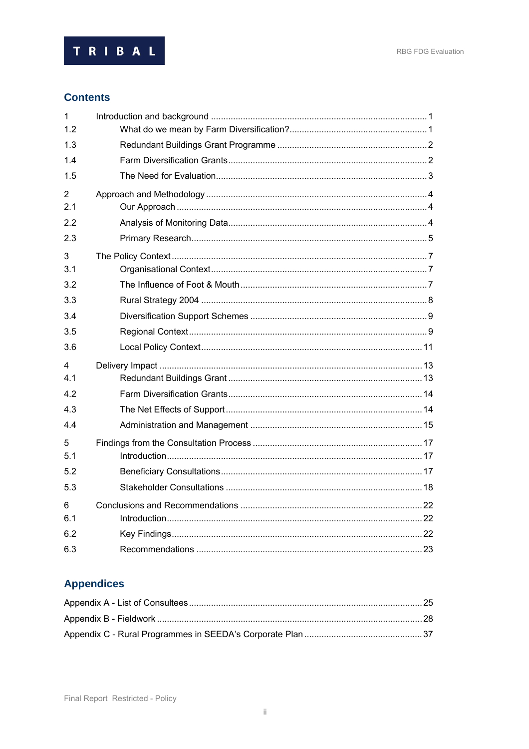## Contents

| | | |
|---|---|---|
| 1 | Introduction and background | 1 |
| 1.2 | What do we mean by Farm Diversification? | 1 |
| 1.3 | Redundant Buildings Grant Programme | 2 |
| 1.4 | Farm Diversification Grants | 2 |
| 1.5 | The Need for Evaluation | 3 |
| 2 | Approach and Methodology | 4 |
| 2.1 | Our Approach | 4 |
| 2.2 | Analysis of Monitoring Data | 4 |
| 2.3 | Primary Research | 5 |
| 3 | The Policy Context | 7 |
| 3.1 | Organisational Context | 7 |
| 3.2 | The Influence of Foot & Mouth | 7 |
| 3.3 | Rural Strategy 2004 | 8 |
| 3.4 | Diversification Support Schemes | 9 |
| 3.5 | Regional Context | 9 |
| 3.6 | Local Policy Context | 11 |
| 4 | Delivery Impact | 13 |
| 4.1 | Redundant Buildings Grant | 13 |
| 4.2 | Farm Diversification Grants | 14 |
| 4.3 | The Net Effects of Support | 14 |
| 4.4 | Administration and Management | 15 |
| 5 | Findings from the Consultation Process | 17 |
| 5.1 | Introduction | 17 |
| 5.2 | Beneficiary Consultations | 17 |
| 5.3 | Stakeholder Consultations | 18 |
| 6 | Conclusions and Recommendations | 22 |
| 6.1 | Introduction | 22 |
| 6.2 | Key Findings | 22 |
| 6.3 | Recommendations | 23 |

## Appendices

| | |
|---|---|
| Appendix A - List of Consultees | 25 |
| Appendix B - Fieldwork | 28 |
| Appendix C - Rural Programmes in SEEDA's Corporate Plan | 37 |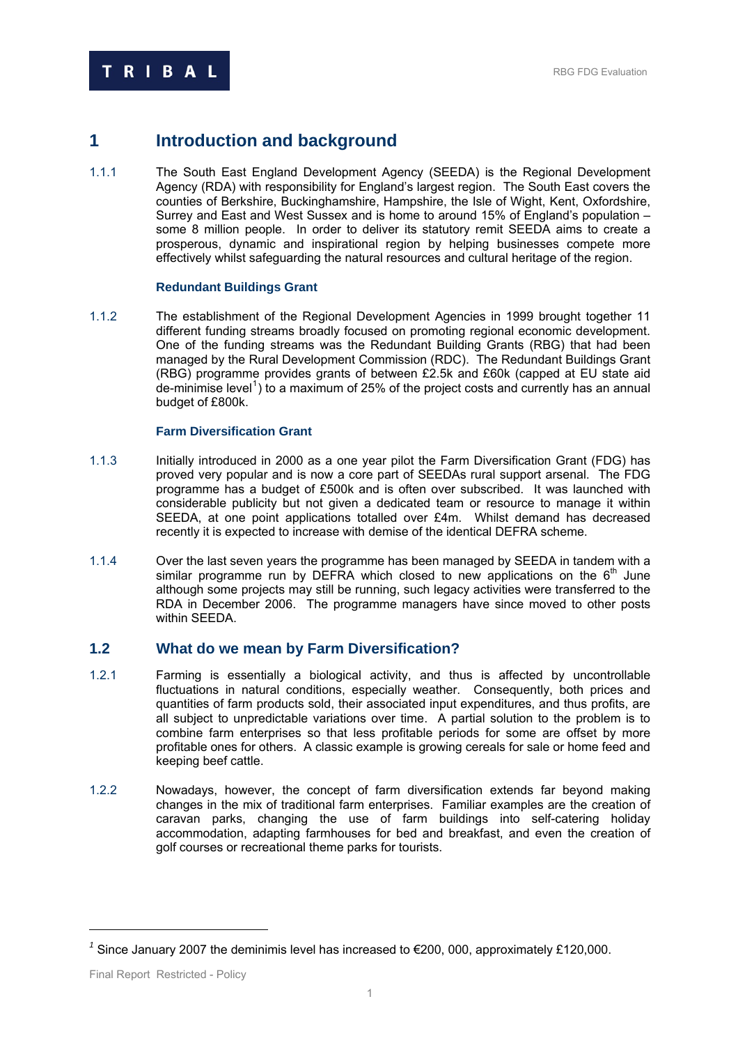# 1 Introduction and background

1.1.1 The South East England Development Agency (SEEDA) is the Regional Development Agency (RDA) with responsibility for England's largest region. The South East covers the counties of Berkshire, Buckinghamshire, Hampshire, the Isle of Wight, Kent, Oxfordshire, Surrey and East and West Sussex and is home to around 15% of England's population – some 8 million people. In order to deliver its statutory remit SEEDA aims to create a prosperous, dynamic and inspirational region by helping businesses compete more effectively whilst safeguarding the natural resources and cultural heritage of the region.

### Redundant Buildings Grant

1.1.2 The establishment of the Regional Development Agencies in 1999 brought together 11 different funding streams broadly focused on promoting regional economic development. One of the funding streams was the Redundant Building Grants (RBG) that had been managed by the Rural Development Commission (RDC). The Redundant Buildings Grant (RBG) programme provides grants of between £2.5k and £60k (capped at EU state aid de-minimise level[1]) to a maximum of 25% of the project costs and currently has an annual budget of £800k.

### Farm Diversification Grant

1.1.3 Initially introduced in 2000 as a one year pilot the Farm Diversification Grant (FDG) has proved very popular and is now a core part of SEEDAs rural support arsenal. The FDG programme has a budget of £500k and is often over subscribed. It was launched with considerable publicity but not given a dedicated team or resource to manage it within SEEDA, at one point applications totalled over £4m. Whilst demand has decreased recently it is expected to increase with demise of the identical DEFRA scheme.

1.1.4 Over the last seven years the programme has been managed by SEEDA in tandem with a similar programme run by DEFRA which closed to new applications on the 6th June although some projects may still be running, such legacy activities were transferred to the RDA in December 2006. The programme managers have since moved to other posts within SEEDA.

## 1.2 What do we mean by Farm Diversification?

1.2.1 Farming is essentially a biological activity, and thus is affected by uncontrollable fluctuations in natural conditions, especially weather. Consequently, both prices and quantities of farm products sold, their associated input expenditures, and thus profits, are all subject to unpredictable variations over time. A partial solution to the problem is to combine farm enterprises so that less profitable periods for some are offset by more profitable ones for others. A classic example is growing cereals for sale or home feed and keeping beef cattle.

1.2.2 Nowadays, however, the concept of farm diversification extends far beyond making changes in the mix of traditional farm enterprises. Familiar examples are the creation of caravan parks, changing the use of farm buildings into self-catering holiday accommodation, adapting farmhouses for bed and breakfast, and even the creation of golf courses or recreational theme parks for tourists.

---

[1] Since January 2007 the deminimis level has increased to €200, 000, approximately £120,000.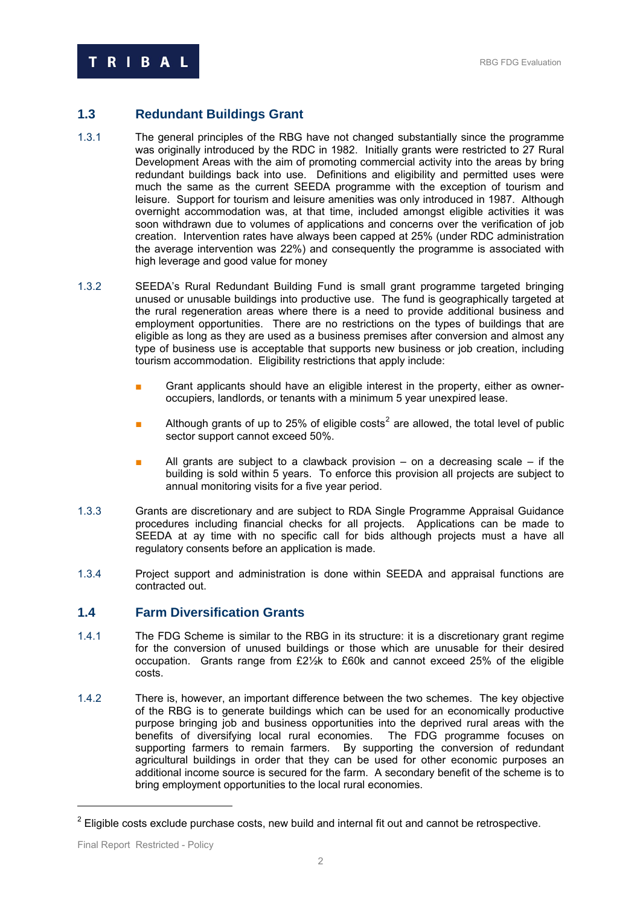## 1.3 Redundant Buildings Grant

1.3.1 The general principles of the RBG have not changed substantially since the programme was originally introduced by the RDC in 1982. Initially grants were restricted to 27 Rural Development Areas with the aim of promoting commercial activity into the areas by bring redundant buildings back into use. Definitions and eligibility and permitted uses were much the same as the current SEEDA programme with the exception of tourism and leisure. Support for tourism and leisure amenities was only introduced in 1987. Although overnight accommodation was, at that time, included amongst eligible activities it was soon withdrawn due to volumes of applications and concerns over the verification of job creation. Intervention rates have always been capped at 25% (under RDC administration the average intervention was 22%) and consequently the programme is associated with high leverage and good value for money

1.3.2 SEEDA's Rural Redundant Building Fund is small grant programme targeted bringing unused or unusable buildings into productive use. The fund is geographically targeted at the rural regeneration areas where there is a need to provide additional business and employment opportunities. There are no restrictions on the types of buildings that are eligible as long as they are used as a business premises after conversion and almost any type of business use is acceptable that supports new business or job creation, including tourism accommodation. Eligibility restrictions that apply include:

- Grant applicants should have an eligible interest in the property, either as owner-occupiers, landlords, or tenants with a minimum 5 year unexpired lease.
- Although grants of up to 25% of eligible costs[2] are allowed, the total level of public sector support cannot exceed 50%.
- All grants are subject to a clawback provision – on a decreasing scale – if the building is sold within 5 years. To enforce this provision all projects are subject to annual monitoring visits for a five year period.

1.3.3 Grants are discretionary and are subject to RDA Single Programme Appraisal Guidance procedures including financial checks for all projects. Applications can be made to SEEDA at ay time with no specific call for bids although projects must a have all regulatory consents before an application is made.

1.3.4 Project support and administration is done within SEEDA and appraisal functions are contracted out.

## 1.4 Farm Diversification Grants

1.4.1 The FDG Scheme is similar to the RBG in its structure: it is a discretionary grant regime for the conversion of unused buildings or those which are unusable for their desired occupation. Grants range from £2½k to £60k and cannot exceed 25% of the eligible costs.

1.4.2 There is, however, an important difference between the two schemes. The key objective of the RBG is to generate buildings which can be used for an economically productive purpose bringing job and business opportunities into the deprived rural areas with the benefits of diversifying local rural economies. The FDG programme focuses on supporting farmers to remain farmers. By supporting the conversion of redundant agricultural buildings in order that they can be used for other economic purposes an additional income source is secured for the farm. A secondary benefit of the scheme is to bring employment opportunities to the local rural economies.

[2] Eligible costs exclude purchase costs, new build and internal fit out and cannot be retrospective.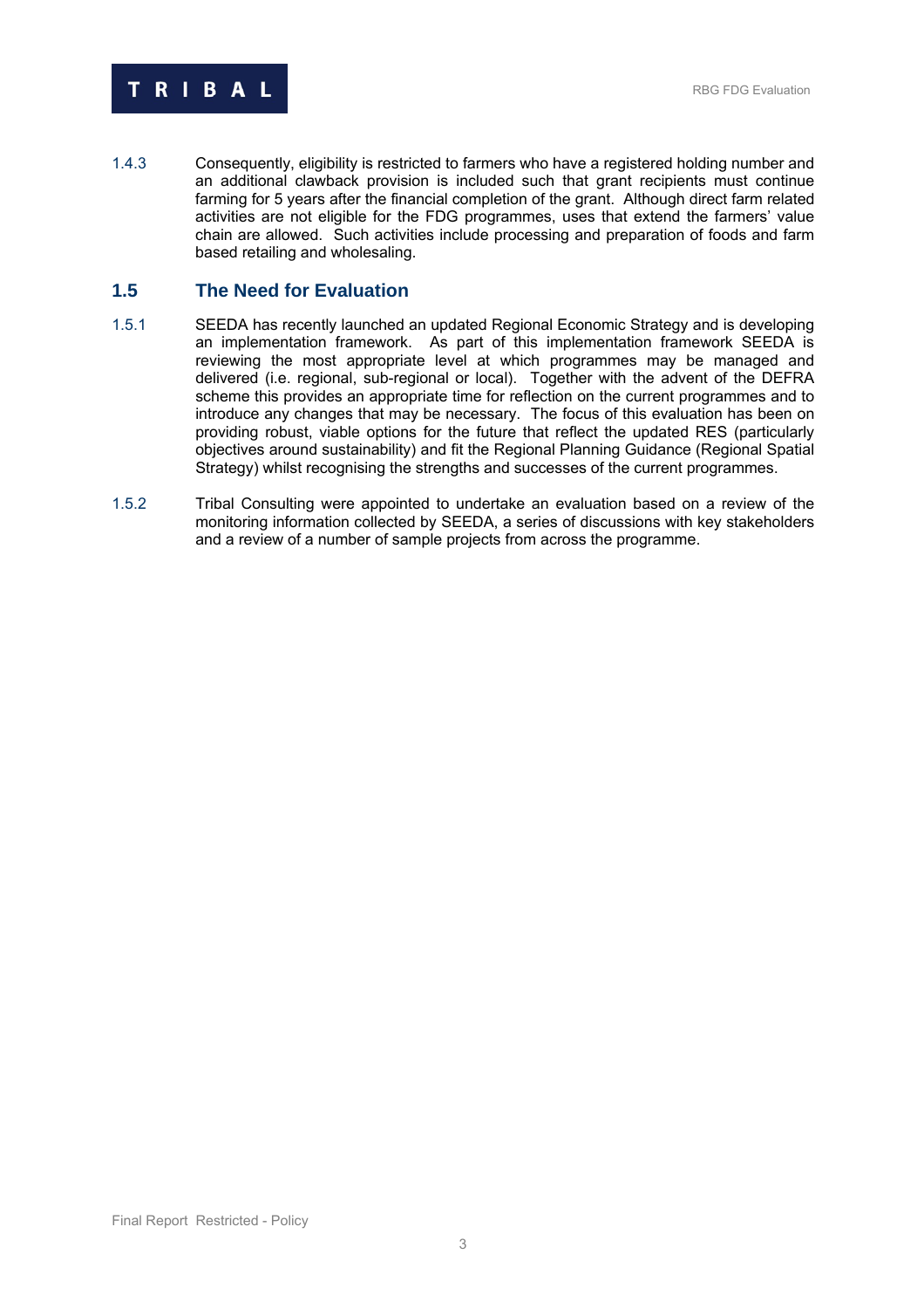1.4.3 Consequently, eligibility is restricted to farmers who have a registered holding number and an additional clawback provision is included such that grant recipients must continue farming for 5 years after the financial completion of the grant. Although direct farm related activities are not eligible for the FDG programmes, uses that extend the farmers' value chain are allowed. Such activities include processing and preparation of foods and farm based retailing and wholesaling.

## 1.5 The Need for Evaluation

1.5.1 SEEDA has recently launched an updated Regional Economic Strategy and is developing an implementation framework. As part of this implementation framework SEEDA is reviewing the most appropriate level at which programmes may be managed and delivered (i.e. regional, sub-regional or local). Together with the advent of the DEFRA scheme this provides an appropriate time for reflection on the current programmes and to introduce any changes that may be necessary. The focus of this evaluation has been on providing robust, viable options for the future that reflect the updated RES (particularly objectives around sustainability) and fit the Regional Planning Guidance (Regional Spatial Strategy) whilst recognising the strengths and successes of the current programmes.

1.5.2 Tribal Consulting were appointed to undertake an evaluation based on a review of the monitoring information collected by SEEDA, a series of discussions with key stakeholders and a review of a number of sample projects from across the programme.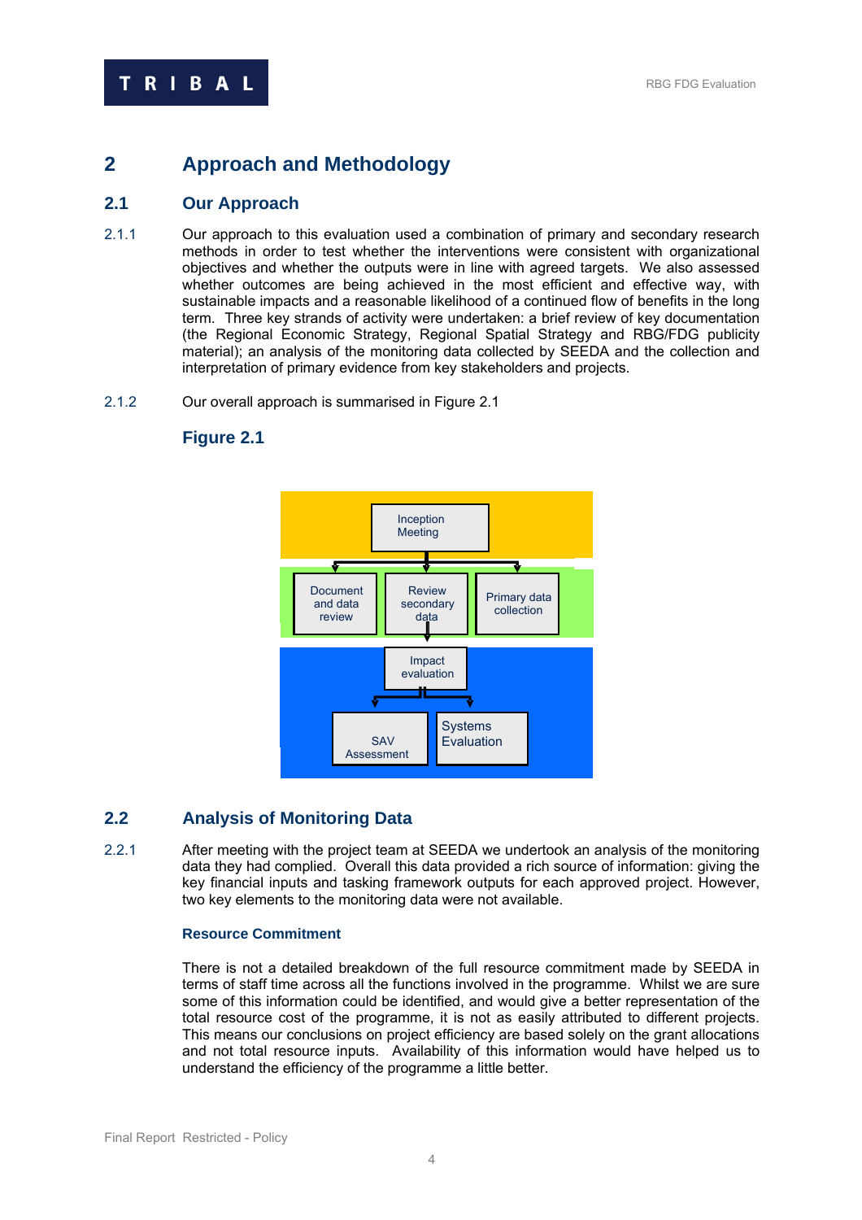## 2 Approach and Methodology

### 2.1 Our Approach

2.1.1 Our approach to this evaluation used a combination of primary and secondary research methods in order to test whether the interventions were consistent with organizational objectives and whether the outputs were in line with agreed targets. We also assessed whether outcomes are being achieved in the most efficient and effective way, with sustainable impacts and a reasonable likelihood of a continued flow of benefits in the long term. Three key strands of activity were undertaken: a brief review of key documentation (the Regional Economic Strategy, Regional Spatial Strategy and RBG/FDG publicity material); an analysis of the monitoring data collected by SEEDA and the collection and interpretation of primary evidence from key stakeholders and projects.

2.1.2 Our overall approach is summarised in Figure 2.1

### Figure 2.1

Inception Meeting

Document and data review | Review secondary data | Primary data collection

Impact evaluation

SAV Assessment | Systems Evaluation

### 2.2 Analysis of Monitoring Data

2.2.1 After meeting with the project team at SEEDA we undertook an analysis of the monitoring data they had complied. Overall this data provided a rich source of information: giving the key financial inputs and tasking framework outputs for each approved project. However, two key elements to the monitoring data were not available.

**Resource Commitment**

There is not a detailed breakdown of the full resource commitment made by SEEDA in terms of staff time across all the functions involved in the programme. Whilst we are sure some of this information could be identified, and would give a better representation of the total resource cost of the programme, it is not as easily attributed to different projects. This means our conclusions on project efficiency are based solely on the grant allocations and not total resource inputs. Availability of this information would have helped us to understand the efficiency of the programme a little better.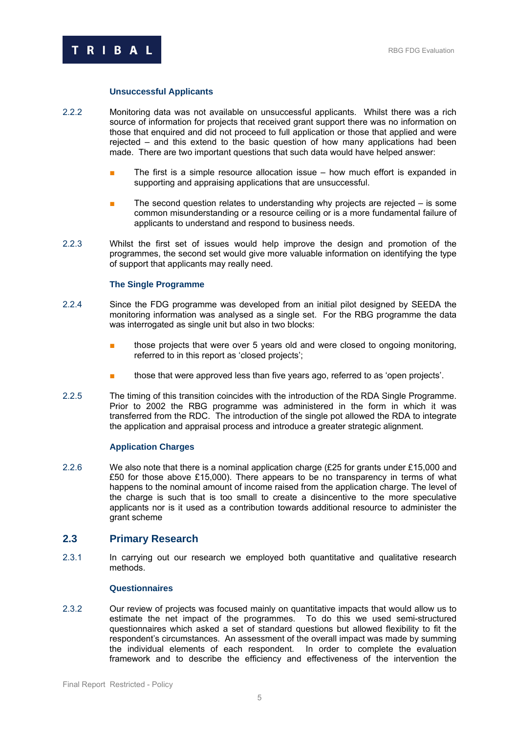### Unsuccessful Applicants

2.2.2 Monitoring data was not available on unsuccessful applicants. Whilst there was a rich source of information for projects that received grant support there was no information on those that enquired and did not proceed to full application or those that applied and were rejected – and this extend to the basic question of how many applications had been made. There are two important questions that such data would have helped answer:

- The first is a simple resource allocation issue – how much effort is expanded in supporting and appraising applications that are unsuccessful.
- The second question relates to understanding why projects are rejected – is some common misunderstanding or a resource ceiling or is a more fundamental failure of applicants to understand and respond to business needs.

2.2.3 Whilst the first set of issues would help improve the design and promotion of the programmes, the second set would give more valuable information on identifying the type of support that applicants may really need.

### The Single Programme

2.2.4 Since the FDG programme was developed from an initial pilot designed by SEEDA the monitoring information was analysed as a single set. For the RBG programme the data was interrogated as single unit but also in two blocks:

- those projects that were over 5 years old and were closed to ongoing monitoring, referred to in this report as 'closed projects';
- those that were approved less than five years ago, referred to as 'open projects'.

2.2.5 The timing of this transition coincides with the introduction of the RDA Single Programme. Prior to 2002 the RBG programme was administered in the form in which it was transferred from the RDC. The introduction of the single pot allowed the RDA to integrate the application and appraisal process and introduce a greater strategic alignment.

### Application Charges

2.2.6 We also note that there is a nominal application charge (£25 for grants under £15,000 and £50 for those above £15,000). There appears to be no transparency in terms of what happens to the nominal amount of income raised from the application charge. The level of the charge is such that is too small to create a disincentive to the more speculative applicants nor is it used as a contribution towards additional resource to administer the grant scheme

## 2.3 Primary Research

2.3.1 In carrying out our research we employed both quantitative and qualitative research methods.

### Questionnaires

2.3.2 Our review of projects was focused mainly on quantitative impacts that would allow us to estimate the net impact of the programmes. To do this we used semi-structured questionnaires which asked a set of standard questions but allowed flexibility to fit the respondent's circumstances. An assessment of the overall impact was made by summing the individual elements of each respondent. In order to complete the evaluation framework and to describe the efficiency and effectiveness of the intervention the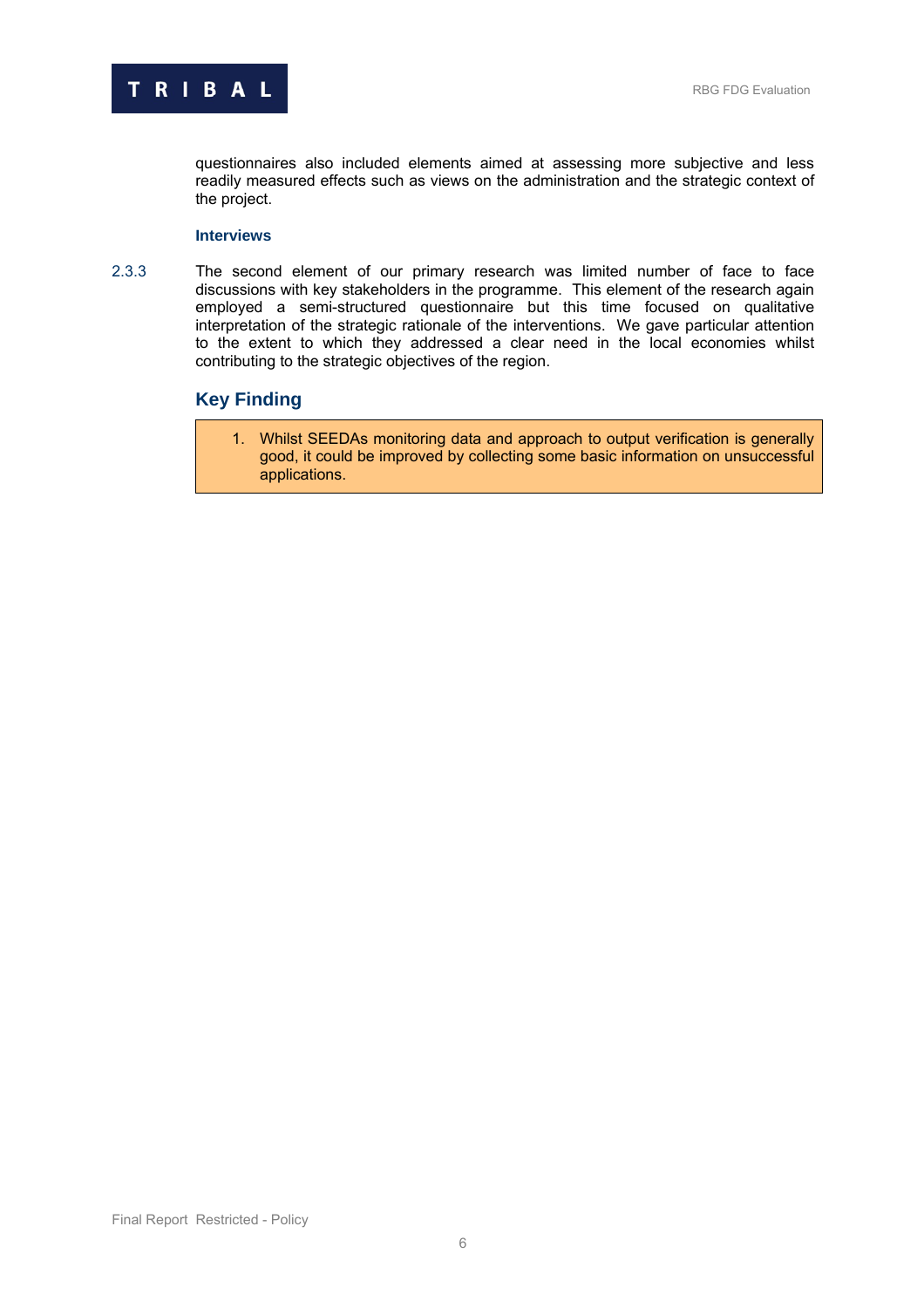questionnaires also included elements aimed at assessing more subjective and less readily measured effects such as views on the administration and the strategic context of the project.

**Interviews**

2.3.3 The second element of our primary research was limited number of face to face discussions with key stakeholders in the programme. This element of the research again employed a semi-structured questionnaire but this time focused on qualitative interpretation of the strategic rationale of the interventions. We gave particular attention to the extent to which they addressed a clear need in the local economies whilst contributing to the strategic objectives of the region.

## Key Finding

1. Whilst SEEDAs monitoring data and approach to output verification is generally good, it could be improved by collecting some basic information on unsuccessful applications.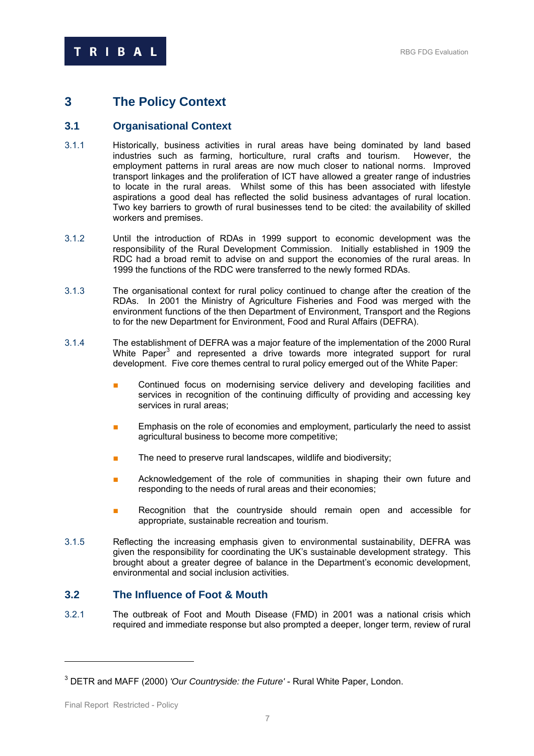# 3 The Policy Context

## 3.1 Organisational Context

3.1.1 Historically, business activities in rural areas have being dominated by land based industries such as farming, horticulture, rural crafts and tourism. However, the employment patterns in rural areas are now much closer to national norms. Improved transport linkages and the proliferation of ICT have allowed a greater range of industries to locate in the rural areas. Whilst some of this has been associated with lifestyle aspirations a good deal has reflected the solid business advantages of rural location. Two key barriers to growth of rural businesses tend to be cited: the availability of skilled workers and premises.

3.1.2 Until the introduction of RDAs in 1999 support to economic development was the responsibility of the Rural Development Commission. Initially established in 1909 the RDC had a broad remit to advise on and support the economies of the rural areas. In 1999 the functions of the RDC were transferred to the newly formed RDAs.

3.1.3 The organisational context for rural policy continued to change after the creation of the RDAs. In 2001 the Ministry of Agriculture Fisheries and Food was merged with the environment functions of the then Department of Environment, Transport and the Regions to for the new Department for Environment, Food and Rural Affairs (DEFRA).

3.1.4 The establishment of DEFRA was a major feature of the implementation of the 2000 Rural White Paper[3] and represented a drive towards more integrated support for rural development. Five core themes central to rural policy emerged out of the White Paper:

- Continued focus on modernising service delivery and developing facilities and services in recognition of the continuing difficulty of providing and accessing key services in rural areas;
- Emphasis on the role of economies and employment, particularly the need to assist agricultural business to become more competitive;
- The need to preserve rural landscapes, wildlife and biodiversity;
- Acknowledgement of the role of communities in shaping their own future and responding to the needs of rural areas and their economies;
- Recognition that the countryside should remain open and accessible for appropriate, sustainable recreation and tourism.

3.1.5 Reflecting the increasing emphasis given to environmental sustainability, DEFRA was given the responsibility for coordinating the UK's sustainable development strategy. This brought about a greater degree of balance in the Department's economic development, environmental and social inclusion activities.

## 3.2 The Influence of Foot & Mouth

3.2.1 The outbreak of Foot and Mouth Disease (FMD) in 2001 was a national crisis which required and immediate response but also prompted a deeper, longer term, review of rural

---

[3] DETR and MAFF (2000) *'Our Countryside: the Future'* - Rural White Paper, London.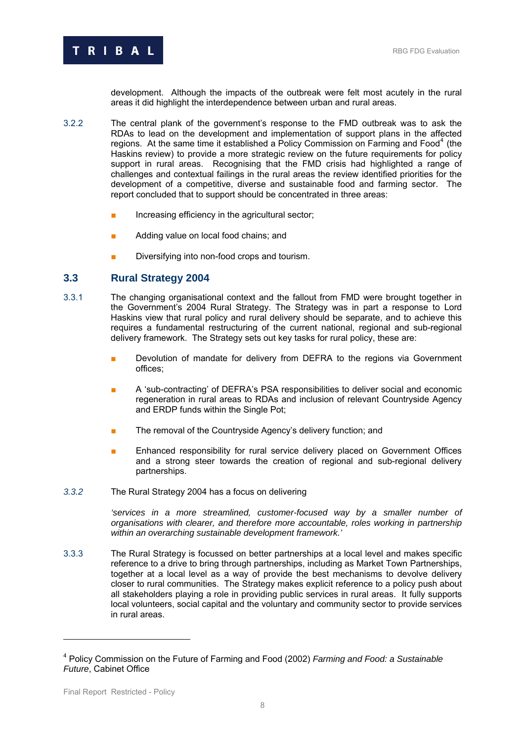development. Although the impacts of the outbreak were felt most acutely in the rural areas it did highlight the interdependence between urban and rural areas.

3.2.2 The central plank of the government's response to the FMD outbreak was to ask the RDAs to lead on the development and implementation of support plans in the affected regions. At the same time it established a Policy Commission on Farming and Food[4] (the Haskins review) to provide a more strategic review on the future requirements for policy support in rural areas. Recognising that the FMD crisis had highlighted a range of challenges and contextual failings in the rural areas the review identified priorities for the development of a competitive, diverse and sustainable food and farming sector. The report concluded that to support should be concentrated in three areas:

- Increasing efficiency in the agricultural sector;
- Adding value on local food chains; and
- Diversifying into non-food crops and tourism.

## 3.3 Rural Strategy 2004

3.3.1 The changing organisational context and the fallout from FMD were brought together in the Government's 2004 Rural Strategy. The Strategy was in part a response to Lord Haskins view that rural policy and rural delivery should be separate, and to achieve this requires a fundamental restructuring of the current national, regional and sub-regional delivery framework. The Strategy sets out key tasks for rural policy, these are:

- Devolution of mandate for delivery from DEFRA to the regions via Government offices;
- A 'sub-contracting' of DEFRA's PSA responsibilities to deliver social and economic regeneration in rural areas to RDAs and inclusion of relevant Countryside Agency and ERDP funds within the Single Pot;
- The removal of the Countryside Agency's delivery function; and
- Enhanced responsibility for rural service delivery placed on Government Offices and a strong steer towards the creation of regional and sub-regional delivery partnerships.

*3.3.2* The Rural Strategy 2004 has a focus on delivering

*'services in a more streamlined, customer-focused way by a smaller number of organisations with clearer, and therefore more accountable, roles working in partnership within an overarching sustainable development framework.'*

3.3.3 The Rural Strategy is focussed on better partnerships at a local level and makes specific reference to a drive to bring through partnerships, including as Market Town Partnerships, together at a local level as a way of provide the best mechanisms to devolve delivery closer to rural communities. The Strategy makes explicit reference to a policy push about all stakeholders playing a role in providing public services in rural areas. It fully supports local volunteers, social capital and the voluntary and community sector to provide services in rural areas.

---

[4] Policy Commission on the Future of Farming and Food (2002) *Farming and Food: a Sustainable Future*, Cabinet Office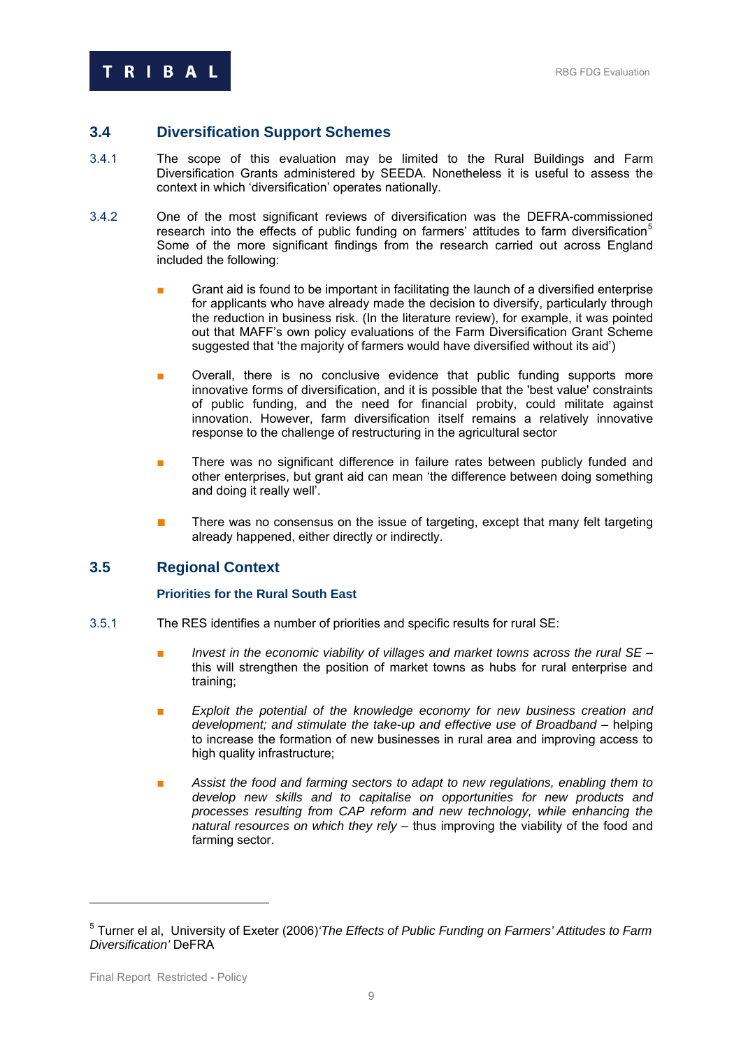## 3.4 Diversification Support Schemes

3.4.1 The scope of this evaluation may be limited to the Rural Buildings and Farm Diversification Grants administered by SEEDA. Nonetheless it is useful to assess the context in which 'diversification' operates nationally.

3.4.2 One of the most significant reviews of diversification was the DEFRA-commissioned research into the effects of public funding on farmers' attitudes to farm diversification[5] Some of the more significant findings from the research carried out across England included the following:

- Grant aid is found to be important in facilitating the launch of a diversified enterprise for applicants who have already made the decision to diversify, particularly through the reduction in business risk. (In the literature review), for example, it was pointed out that MAFF's own policy evaluations of the Farm Diversification Grant Scheme suggested that 'the majority of farmers would have diversified without its aid')

- Overall, there is no conclusive evidence that public funding supports more innovative forms of diversification, and it is possible that the 'best value' constraints of public funding, and the need for financial probity, could militate against innovation. However, farm diversification itself remains a relatively innovative response to the challenge of restructuring in the agricultural sector

- There was no significant difference in failure rates between publicly funded and other enterprises, but grant aid can mean 'the difference between doing something and doing it really well'.

- There was no consensus on the issue of targeting, except that many felt targeting already happened, either directly or indirectly.

## 3.5 Regional Context

### Priorities for the Rural South East

3.5.1 The RES identifies a number of priorities and specific results for rural SE:

- *Invest in the economic viability of villages and market towns across the rural SE* – this will strengthen the position of market towns as hubs for rural enterprise and training;

- *Exploit the potential of the knowledge economy for new business creation and development; and stimulate the take-up and effective use of Broadband* – helping to increase the formation of new businesses in rural area and improving access to high quality infrastructure;

- *Assist the food and farming sectors to adapt to new regulations, enabling them to develop new skills and to capitalise on opportunities for new products and processes resulting from CAP reform and new technology, while enhancing the natural resources on which they rely* – thus improving the viability of the food and farming sector.

---

[5] Turner el al, University of Exeter (2006)*'The Effects of Public Funding on Farmers' Attitudes to Farm Diversification'* DeFRA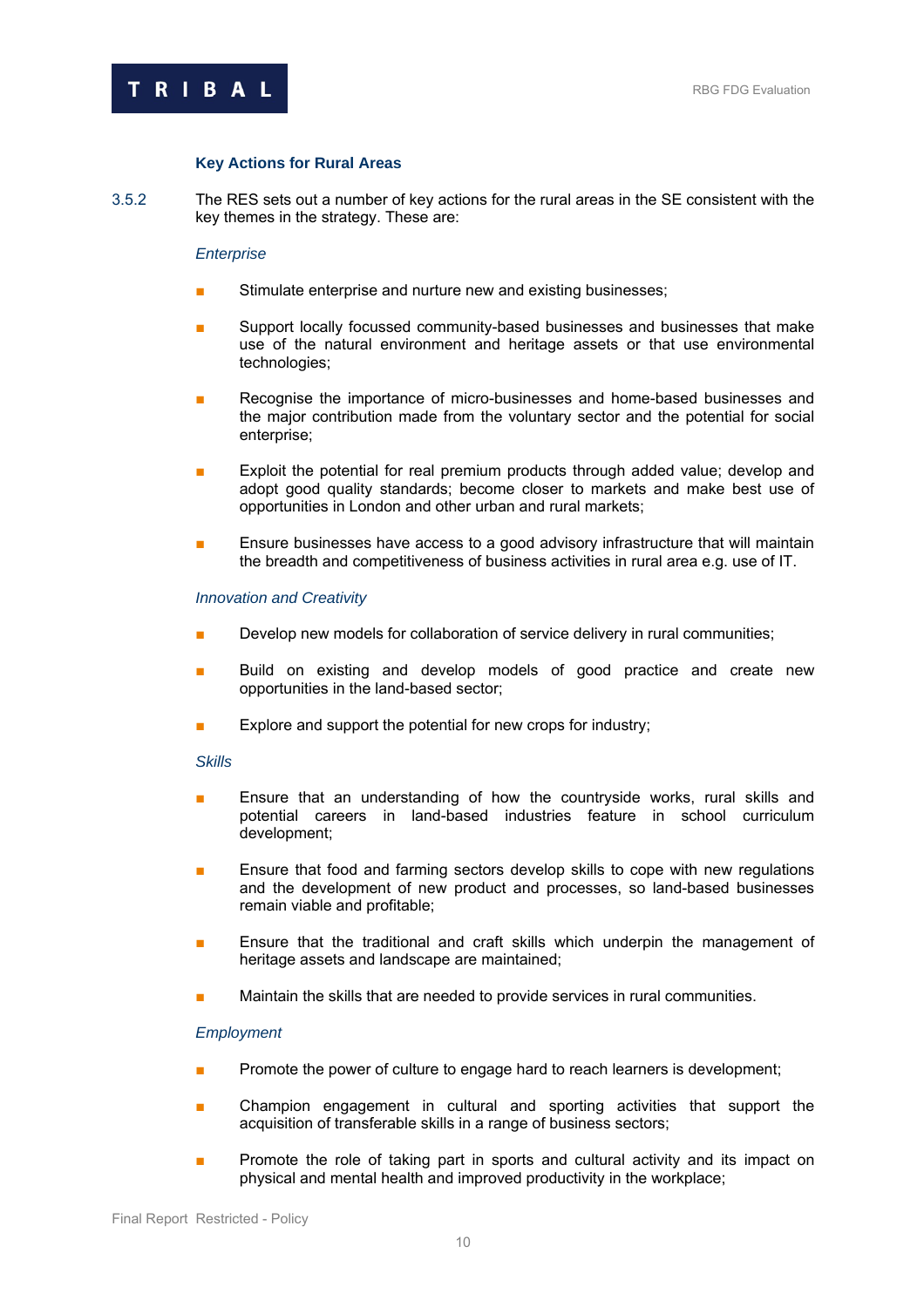### Key Actions for Rural Areas

3.5.2 The RES sets out a number of key actions for the rural areas in the SE consistent with the key themes in the strategy. These are:

*Enterprise*

- Stimulate enterprise and nurture new and existing businesses;
- Support locally focussed community-based businesses and businesses that make use of the natural environment and heritage assets or that use environmental technologies;
- Recognise the importance of micro-businesses and home-based businesses and the major contribution made from the voluntary sector and the potential for social enterprise;
- Exploit the potential for real premium products through added value; develop and adopt good quality standards; become closer to markets and make best use of opportunities in London and other urban and rural markets;
- Ensure businesses have access to a good advisory infrastructure that will maintain the breadth and competitiveness of business activities in rural area e.g. use of IT.

*Innovation and Creativity*

- Develop new models for collaboration of service delivery in rural communities;
- Build on existing and develop models of good practice and create new opportunities in the land-based sector;
- Explore and support the potential for new crops for industry;

*Skills*

- Ensure that an understanding of how the countryside works, rural skills and potential careers in land-based industries feature in school curriculum development;
- Ensure that food and farming sectors develop skills to cope with new regulations and the development of new product and processes, so land-based businesses remain viable and profitable;
- Ensure that the traditional and craft skills which underpin the management of heritage assets and landscape are maintained;
- Maintain the skills that are needed to provide services in rural communities.

*Employment*

- Promote the power of culture to engage hard to reach learners is development;
- Champion engagement in cultural and sporting activities that support the acquisition of transferable skills in a range of business sectors;
- Promote the role of taking part in sports and cultural activity and its impact on physical and mental health and improved productivity in the workplace;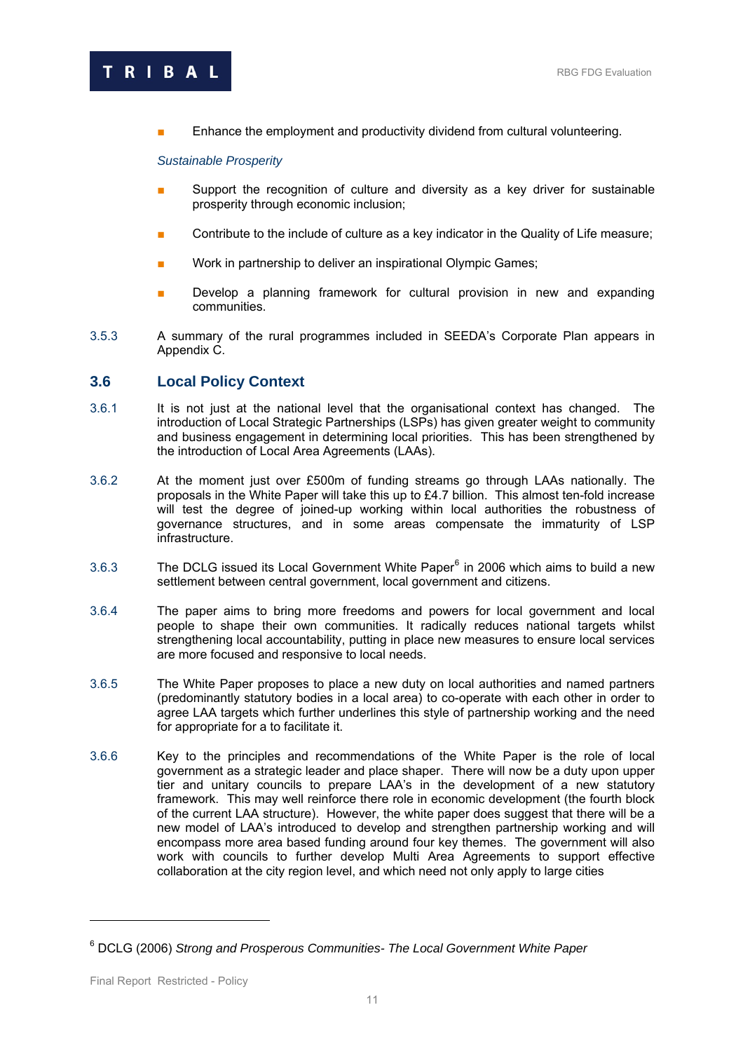- Enhance the employment and productivity dividend from cultural volunteering.

*Sustainable Prosperity*

- Support the recognition of culture and diversity as a key driver for sustainable prosperity through economic inclusion;
- Contribute to the include of culture as a key indicator in the Quality of Life measure;
- Work in partnership to deliver an inspirational Olympic Games;
- Develop a planning framework for cultural provision in new and expanding communities.

3.5.3 A summary of the rural programmes included in SEEDA's Corporate Plan appears in Appendix C.

## 3.6 Local Policy Context

3.6.1 It is not just at the national level that the organisational context has changed. The introduction of Local Strategic Partnerships (LSPs) has given greater weight to community and business engagement in determining local priorities. This has been strengthened by the introduction of Local Area Agreements (LAAs).

3.6.2 At the moment just over £500m of funding streams go through LAAs nationally. The proposals in the White Paper will take this up to £4.7 billion. This almost ten-fold increase will test the degree of joined-up working within local authorities the robustness of governance structures, and in some areas compensate the immaturity of LSP infrastructure.

3.6.3 The DCLG issued its Local Government White Paper[6] in 2006 which aims to build a new settlement between central government, local government and citizens.

3.6.4 The paper aims to bring more freedoms and powers for local government and local people to shape their own communities. It radically reduces national targets whilst strengthening local accountability, putting in place new measures to ensure local services are more focused and responsive to local needs.

3.6.5 The White Paper proposes to place a new duty on local authorities and named partners (predominantly statutory bodies in a local area) to co-operate with each other in order to agree LAA targets which further underlines this style of partnership working and the need for appropriate for a to facilitate it.

3.6.6 Key to the principles and recommendations of the White Paper is the role of local government as a strategic leader and place shaper. There will now be a duty upon upper tier and unitary councils to prepare LAA's in the development of a new statutory framework. This may well reinforce there role in economic development (the fourth block of the current LAA structure). However, the white paper does suggest that there will be a new model of LAA's introduced to develop and strengthen partnership working and will encompass more area based funding around four key themes. The government will also work with councils to further develop Multi Area Agreements to support effective collaboration at the city region level, and which need not only apply to large cities

---

[6] DCLG (2006) *Strong and Prosperous Communities- The Local Government White Paper*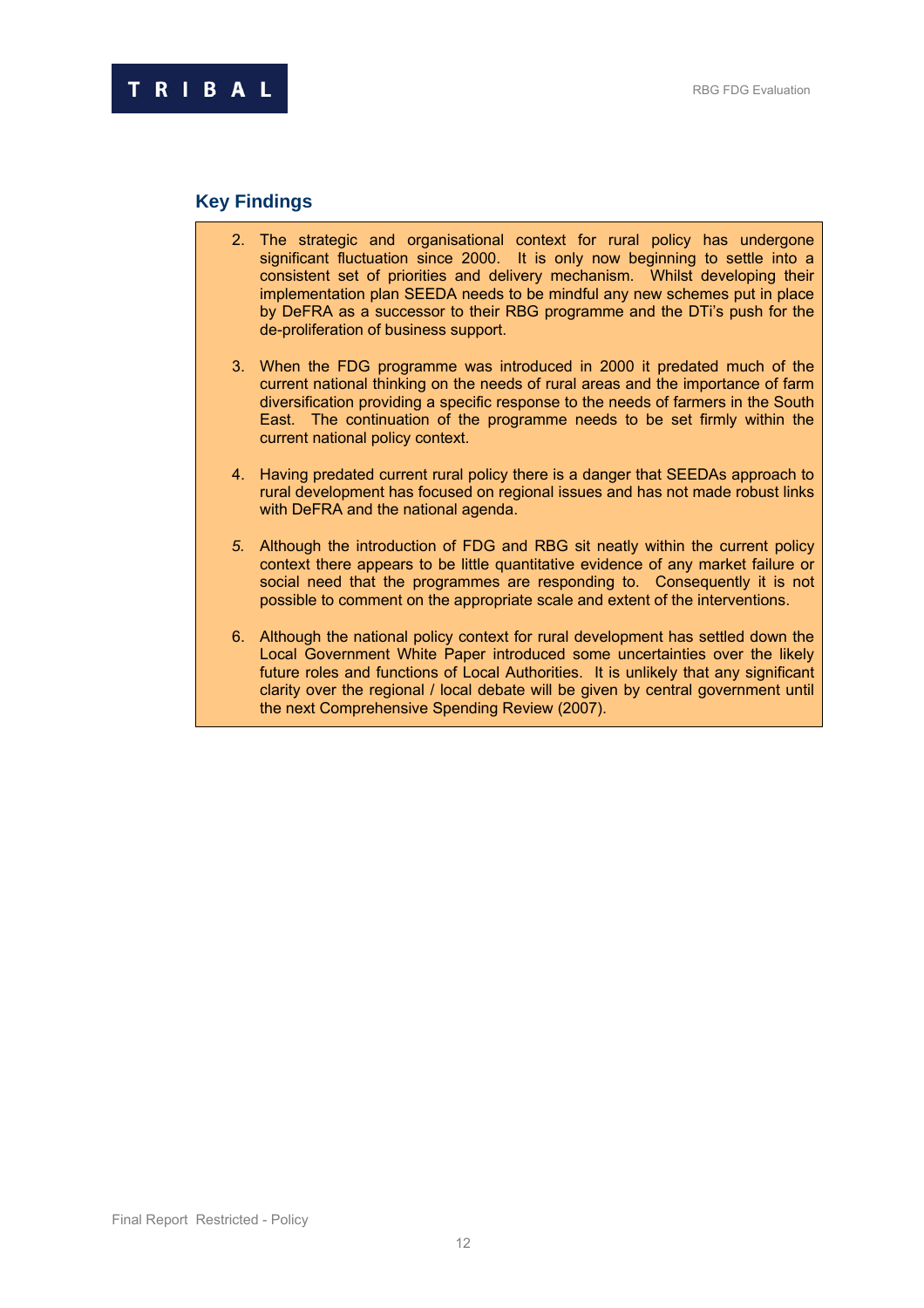## Key Findings

2. The strategic and organisational context for rural policy has undergone significant fluctuation since 2000. It is only now beginning to settle into a consistent set of priorities and delivery mechanism. Whilst developing their implementation plan SEEDA needs to be mindful any new schemes put in place by DeFRA as a successor to their RBG programme and the DTi's push for the de-proliferation of business support.

3. When the FDG programme was introduced in 2000 it predated much of the current national thinking on the needs of rural areas and the importance of farm diversification providing a specific response to the needs of farmers in the South East. The continuation of the programme needs to be set firmly within the current national policy context.

4. Having predated current rural policy there is a danger that SEEDAs approach to rural development has focused on regional issues and has not made robust links with DeFRA and the national agenda.

5. Although the introduction of FDG and RBG sit neatly within the current policy context there appears to be little quantitative evidence of any market failure or social need that the programmes are responding to. Consequently it is not possible to comment on the appropriate scale and extent of the interventions.

6. Although the national policy context for rural development has settled down the Local Government White Paper introduced some uncertainties over the likely future roles and functions of Local Authorities. It is unlikely that any significant clarity over the regional / local debate will be given by central government until the next Comprehensive Spending Review (2007).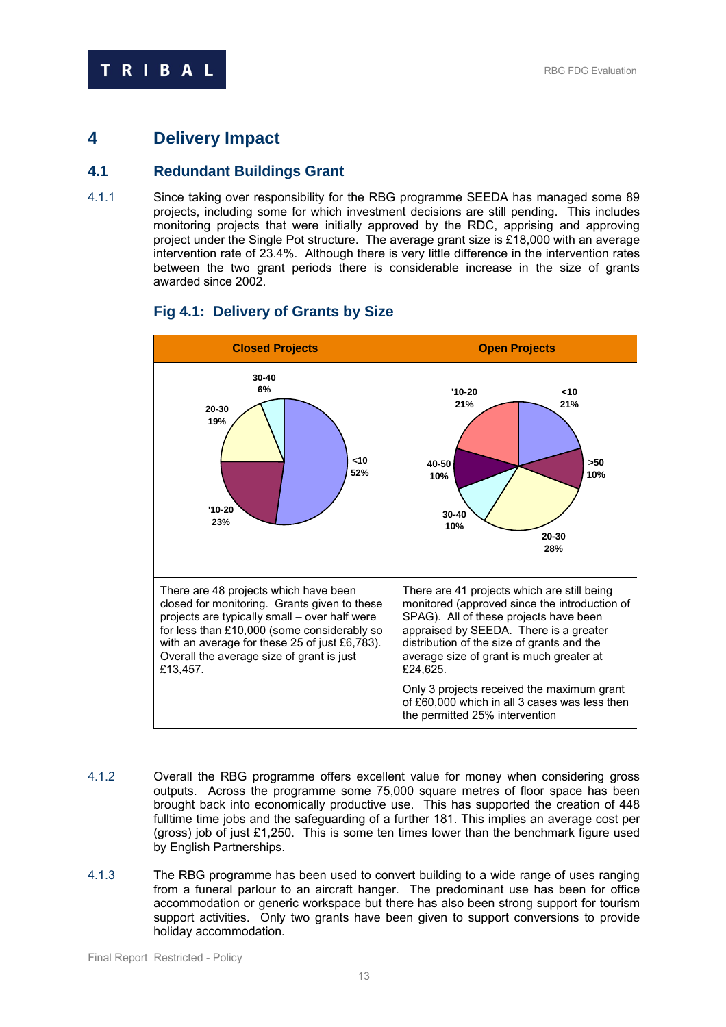# 4 Delivery Impact

## 4.1 Redundant Buildings Grant

4.1.1 Since taking over responsibility for the RBG programme SEEDA has managed some 89 projects, including some for which investment decisions are still pending. This includes monitoring projects that were initially approved by the RDC, apprising and approving project under the Single Pot structure. The average grant size is £18,000 with an average intervention rate of 23.4%. Although there is very little difference in the intervention rates between the two grant periods there is considerable increase in the size of grants awarded since 2002.

### Fig 4.1: Delivery of Grants by Size

| Closed Projects | Open Projects |
|---|---|
| <10: 52%; '10-20: 23%; 20-30: 19%; 30-40: 6% | <10: 21%; '10-20: 21%; 20-30: 28%; 30-40: 10%; 40-50: 10%; >50: 10% |
| There are 48 projects which have been closed for monitoring. Grants given to these projects are typically small – over half were for less than £10,000 (some considerably so with an average for these 25 of just £6,783). Overall the average size of grant is just £13,457. | There are 41 projects which are still being monitored (approved since the introduction of SPAG). All of these projects have been appraised by SEEDA. There is a greater distribution of the size of grants and the average size of grant is much greater at £24,625. Only 3 projects received the maximum grant of £60,000 which in all 3 cases was less then the permitted 25% intervention |

4.1.2 Overall the RBG programme offers excellent value for money when considering gross outputs. Across the programme some 75,000 square metres of floor space has been brought back into economically productive use. This has supported the creation of 448 fulltime time jobs and the safeguarding of a further 181. This implies an average cost per (gross) job of just £1,250. This is some ten times lower than the benchmark figure used by English Partnerships.

4.1.3 The RBG programme has been used to convert building to a wide range of uses ranging from a funeral parlour to an aircraft hanger. The predominant use has been for office accommodation or generic workspace but there has also been strong support for tourism support activities. Only two grants have been given to support conversions to provide holiday accommodation.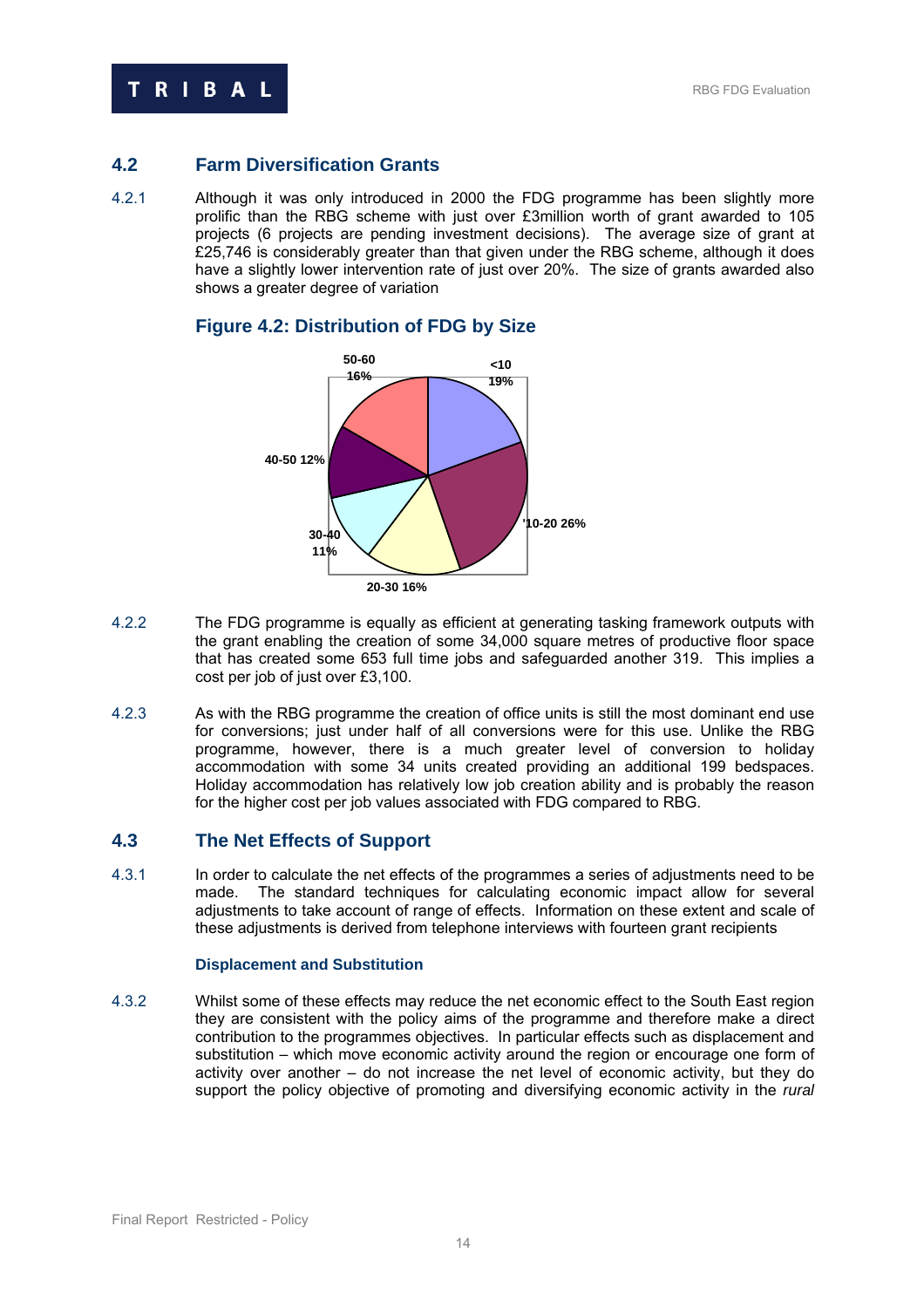## 4.2 Farm Diversification Grants

4.2.1 Although it was only introduced in 2000 the FDG programme has been slightly more prolific than the RBG scheme with just over £3million worth of grant awarded to 105 projects (6 projects are pending investment decisions). The average size of grant at £25,746 is considerably greater than that given under the RBG scheme, although it does have a slightly lower intervention rate of just over 20%. The size of grants awarded also shows a greater degree of variation

### Figure 4.2: Distribution of FDG by Size

| Size | Share |
|---|---|
| <10 | 19% |
| 10-20 | 26% |
| 20-30 | 16% |
| 30-40 | 11% |
| 40-50 | 12% |
| 50-60 | 16% |

4.2.2 The FDG programme is equally as efficient at generating tasking framework outputs with the grant enabling the creation of some 34,000 square metres of productive floor space that has created some 653 full time jobs and safeguarded another 319. This implies a cost per job of just over £3,100.

4.2.3 As with the RBG programme the creation of office units is still the most dominant end use for conversions; just under half of all conversions were for this use. Unlike the RBG programme, however, there is a much greater level of conversion to holiday accommodation with some 34 units created providing an additional 199 bedspaces. Holiday accommodation has relatively low job creation ability and is probably the reason for the higher cost per job values associated with FDG compared to RBG.

## 4.3 The Net Effects of Support

4.3.1 In order to calculate the net effects of the programmes a series of adjustments need to be made. The standard techniques for calculating economic impact allow for several adjustments to take account of range of effects. Information on these extent and scale of these adjustments is derived from telephone interviews with fourteen grant recipients

#### Displacement and Substitution

4.3.2 Whilst some of these effects may reduce the net economic effect to the South East region they are consistent with the policy aims of the programme and therefore make a direct contribution to the programmes objectives. In particular effects such as displacement and substitution – which move economic activity around the region or encourage one form of activity over another – do not increase the net level of economic activity, but they do support the policy objective of promoting and diversifying economic activity in the *rural*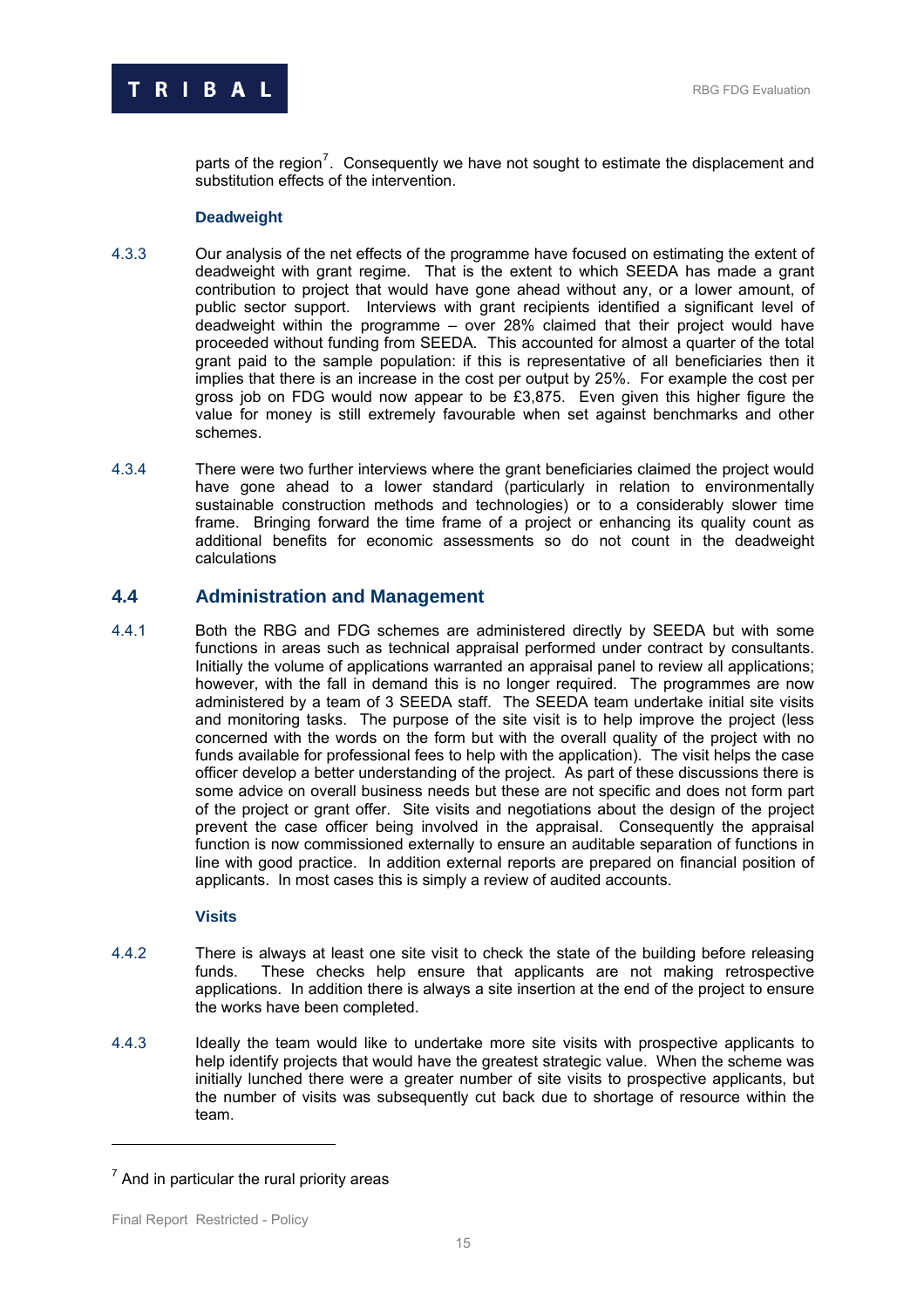parts of the region[7]. Consequently we have not sought to estimate the displacement and substitution effects of the intervention.

**Deadweight**

4.3.3 Our analysis of the net effects of the programme have focused on estimating the extent of deadweight with grant regime. That is the extent to which SEEDA has made a grant contribution to project that would have gone ahead without any, or a lower amount, of public sector support. Interviews with grant recipients identified a significant level of deadweight within the programme – over 28% claimed that their project would have proceeded without funding from SEEDA. This accounted for almost a quarter of the total grant paid to the sample population: if this is representative of all beneficiaries then it implies that there is an increase in the cost per output by 25%. For example the cost per gross job on FDG would now appear to be £3,875. Even given this higher figure the value for money is still extremely favourable when set against benchmarks and other schemes.

4.3.4 There were two further interviews where the grant beneficiaries claimed the project would have gone ahead to a lower standard (particularly in relation to environmentally sustainable construction methods and technologies) or to a considerably slower time frame. Bringing forward the time frame of a project or enhancing its quality count as additional benefits for economic assessments so do not count in the deadweight calculations

## 4.4 Administration and Management

4.4.1 Both the RBG and FDG schemes are administered directly by SEEDA but with some functions in areas such as technical appraisal performed under contract by consultants. Initially the volume of applications warranted an appraisal panel to review all applications; however, with the fall in demand this is no longer required. The programmes are now administered by a team of 3 SEEDA staff. The SEEDA team undertake initial site visits and monitoring tasks. The purpose of the site visit is to help improve the project (less concerned with the words on the form but with the overall quality of the project with no funds available for professional fees to help with the application). The visit helps the case officer develop a better understanding of the project. As part of these discussions there is some advice on overall business needs but these are not specific and does not form part of the project or grant offer. Site visits and negotiations about the design of the project prevent the case officer being involved in the appraisal. Consequently the appraisal function is now commissioned externally to ensure an auditable separation of functions in line with good practice. In addition external reports are prepared on financial position of applicants. In most cases this is simply a review of audited accounts.

**Visits**

4.4.2 There is always at least one site visit to check the state of the building before releasing funds. These checks help ensure that applicants are not making retrospective applications. In addition there is always a site insertion at the end of the project to ensure the works have been completed.

4.4.3 Ideally the team would like to undertake more site visits with prospective applicants to help identify projects that would have the greatest strategic value. When the scheme was initially lunched there were a greater number of site visits to prospective applicants, but the number of visits was subsequently cut back due to shortage of resource within the team.

---

[7] And in particular the rural priority areas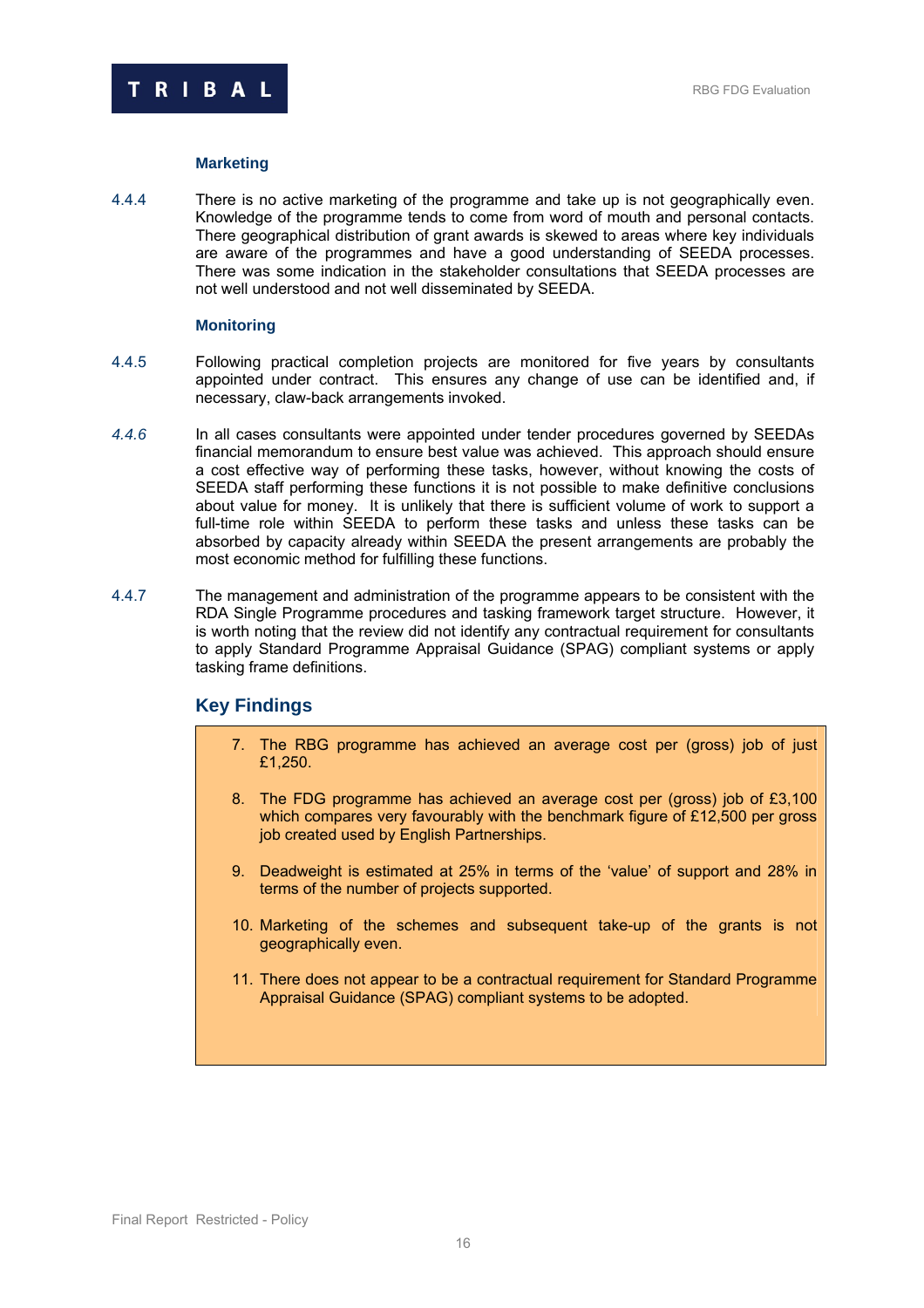### Marketing

4.4.4 There is no active marketing of the programme and take up is not geographically even. Knowledge of the programme tends to come from word of mouth and personal contacts. There geographical distribution of grant awards is skewed to areas where key individuals are aware of the programmes and have a good understanding of SEEDA processes. There was some indication in the stakeholder consultations that SEEDA processes are not well understood and not well disseminated by SEEDA.

### Monitoring

4.4.5 Following practical completion projects are monitored for five years by consultants appointed under contract. This ensures any change of use can be identified and, if necessary, claw-back arrangements invoked.

*4.4.6* In all cases consultants were appointed under tender procedures governed by SEEDAs financial memorandum to ensure best value was achieved. This approach should ensure a cost effective way of performing these tasks, however, without knowing the costs of SEEDA staff performing these functions it is not possible to make definitive conclusions about value for money. It is unlikely that there is sufficient volume of work to support a full-time role within SEEDA to perform these tasks and unless these tasks can be absorbed by capacity already within SEEDA the present arrangements are probably the most economic method for fulfilling these functions.

4.4.7 The management and administration of the programme appears to be consistent with the RDA Single Programme procedures and tasking framework target structure. However, it is worth noting that the review did not identify any contractual requirement for consultants to apply Standard Programme Appraisal Guidance (SPAG) compliant systems or apply tasking frame definitions.

## Key Findings

7. The RBG programme has achieved an average cost per (gross) job of just £1,250.
8. The FDG programme has achieved an average cost per (gross) job of £3,100 which compares very favourably with the benchmark figure of £12,500 per gross job created used by English Partnerships.
9. Deadweight is estimated at 25% in terms of the 'value' of support and 28% in terms of the number of projects supported.
10. Marketing of the schemes and subsequent take-up of the grants is not geographically even.
11. There does not appear to be a contractual requirement for Standard Programme Appraisal Guidance (SPAG) compliant systems to be adopted.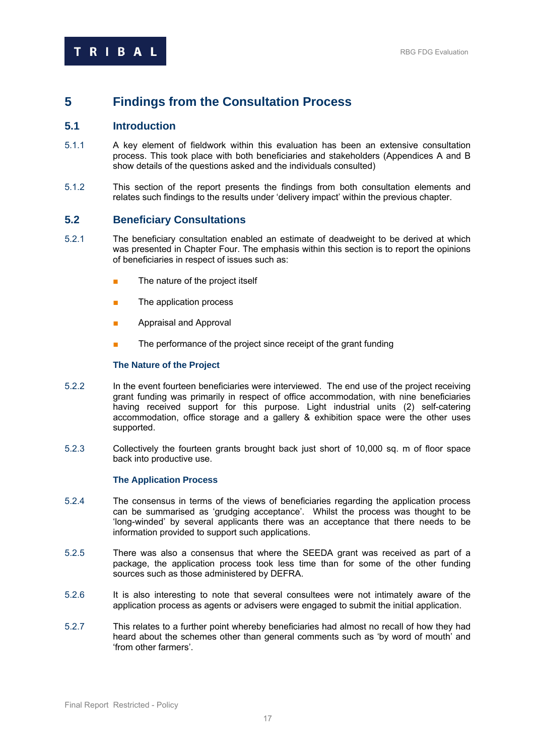# 5 Findings from the Consultation Process

## 5.1 Introduction

5.1.1 A key element of fieldwork within this evaluation has been an extensive consultation process. This took place with both beneficiaries and stakeholders (Appendices A and B show details of the questions asked and the individuals consulted)

5.1.2 This section of the report presents the findings from both consultation elements and relates such findings to the results under 'delivery impact' within the previous chapter.

## 5.2 Beneficiary Consultations

5.2.1 The beneficiary consultation enabled an estimate of deadweight to be derived at which was presented in Chapter Four. The emphasis within this section is to report the opinions of beneficiaries in respect of issues such as:

- The nature of the project itself
- The application process
- Appraisal and Approval
- The performance of the project since receipt of the grant funding

### The Nature of the Project

5.2.2 In the event fourteen beneficiaries were interviewed. The end use of the project receiving grant funding was primarily in respect of office accommodation, with nine beneficiaries having received support for this purpose. Light industrial units (2) self-catering accommodation, office storage and a gallery & exhibition space were the other uses supported.

5.2.3 Collectively the fourteen grants brought back just short of 10,000 sq. m of floor space back into productive use.

### The Application Process

5.2.4 The consensus in terms of the views of beneficiaries regarding the application process can be summarised as 'grudging acceptance'. Whilst the process was thought to be 'long-winded' by several applicants there was an acceptance that there needs to be information provided to support such applications.

5.2.5 There was also a consensus that where the SEEDA grant was received as part of a package, the application process took less time than for some of the other funding sources such as those administered by DEFRA.

5.2.6 It is also interesting to note that several consultees were not intimately aware of the application process as agents or advisers were engaged to submit the initial application.

5.2.7 This relates to a further point whereby beneficiaries had almost no recall of how they had heard about the schemes other than general comments such as 'by word of mouth' and 'from other farmers'.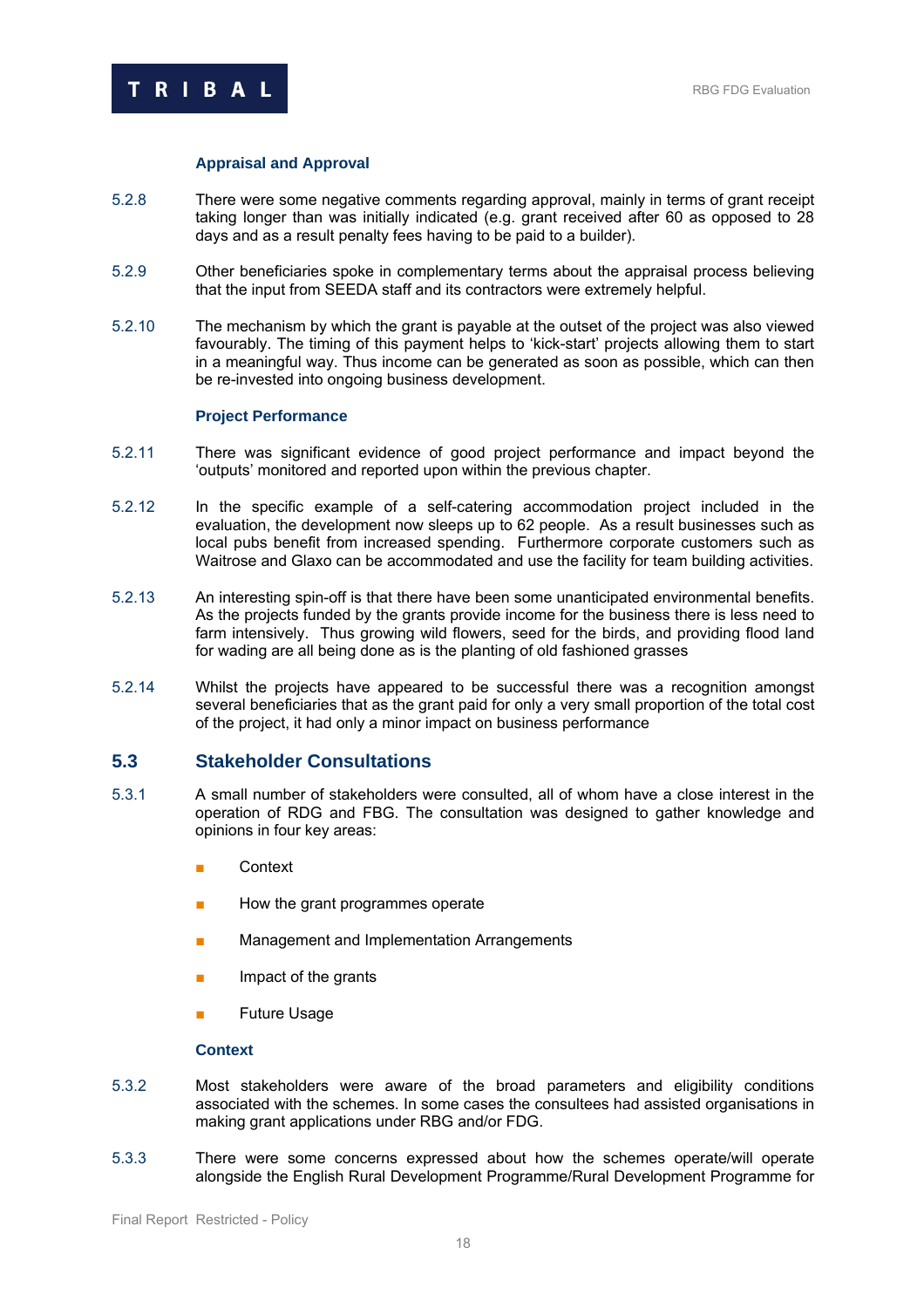### Appraisal and Approval

5.2.8 There were some negative comments regarding approval, mainly in terms of grant receipt taking longer than was initially indicated (e.g. grant received after 60 as opposed to 28 days and as a result penalty fees having to be paid to a builder).

5.2.9 Other beneficiaries spoke in complementary terms about the appraisal process believing that the input from SEEDA staff and its contractors were extremely helpful.

5.2.10 The mechanism by which the grant is payable at the outset of the project was also viewed favourably. The timing of this payment helps to 'kick-start' projects allowing them to start in a meaningful way. Thus income can be generated as soon as possible, which can then be re-invested into ongoing business development.

### Project Performance

5.2.11 There was significant evidence of good project performance and impact beyond the 'outputs' monitored and reported upon within the previous chapter.

5.2.12 In the specific example of a self-catering accommodation project included in the evaluation, the development now sleeps up to 62 people. As a result businesses such as local pubs benefit from increased spending. Furthermore corporate customers such as Waitrose and Glaxo can be accommodated and use the facility for team building activities.

5.2.13 An interesting spin-off is that there have been some unanticipated environmental benefits. As the projects funded by the grants provide income for the business there is less need to farm intensively. Thus growing wild flowers, seed for the birds, and providing flood land for wading are all being done as is the planting of old fashioned grasses

5.2.14 Whilst the projects have appeared to be successful there was a recognition amongst several beneficiaries that as the grant paid for only a very small proportion of the total cost of the project, it had only a minor impact on business performance

## 5.3 Stakeholder Consultations

5.3.1 A small number of stakeholders were consulted, all of whom have a close interest in the operation of RDG and FBG. The consultation was designed to gather knowledge and opinions in four key areas:

- Context
- How the grant programmes operate
- Management and Implementation Arrangements
- Impact of the grants
- Future Usage

### Context

5.3.2 Most stakeholders were aware of the broad parameters and eligibility conditions associated with the schemes. In some cases the consultees had assisted organisations in making grant applications under RBG and/or FDG.

5.3.3 There were some concerns expressed about how the schemes operate/will operate alongside the English Rural Development Programme/Rural Development Programme for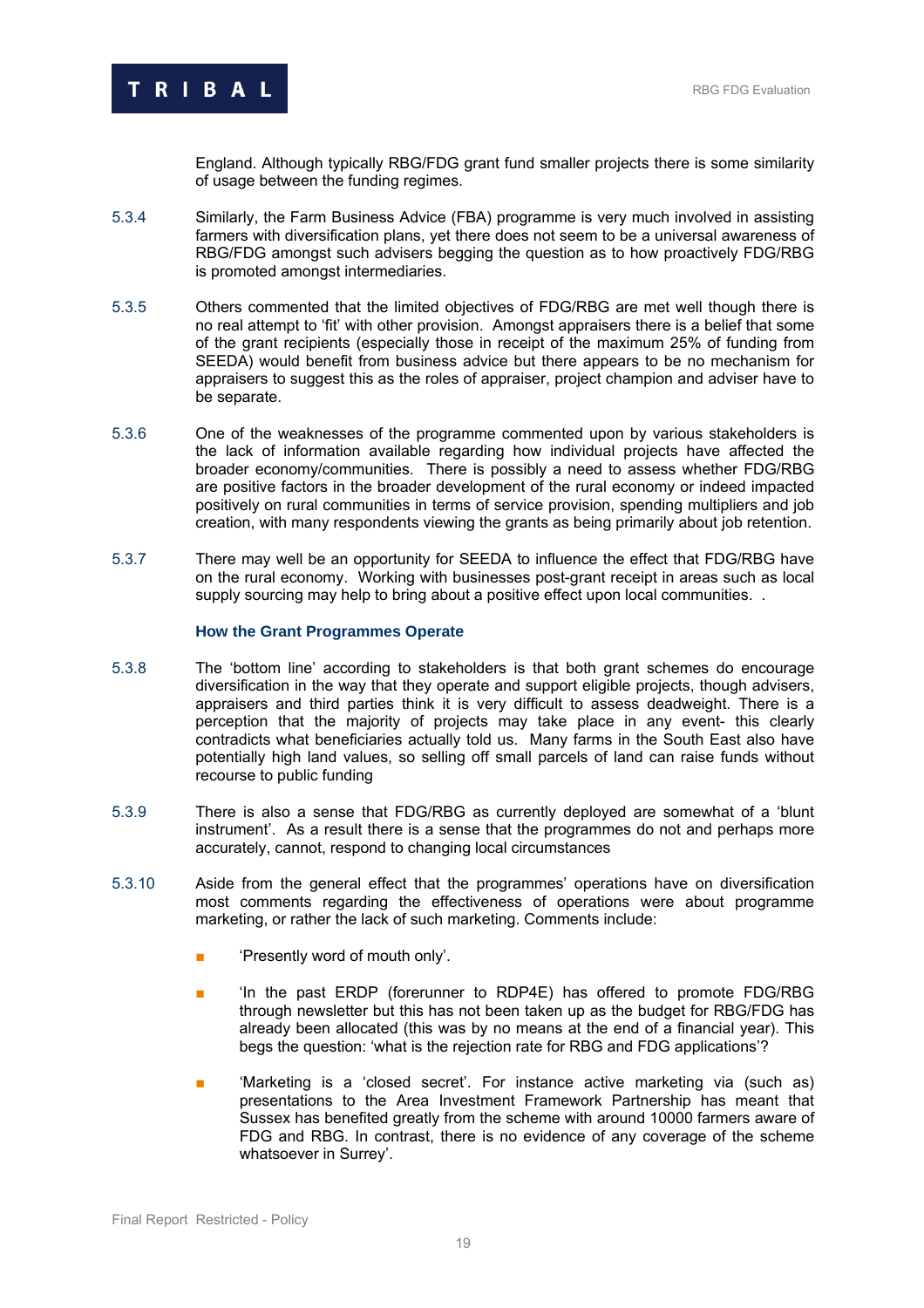England. Although typically RBG/FDG grant fund smaller projects there is some similarity of usage between the funding regimes.

5.3.4 Similarly, the Farm Business Advice (FBA) programme is very much involved in assisting farmers with diversification plans, yet there does not seem to be a universal awareness of RBG/FDG amongst such advisers begging the question as to how proactively FDG/RBG is promoted amongst intermediaries.

5.3.5 Others commented that the limited objectives of FDG/RBG are met well though there is no real attempt to 'fit' with other provision. Amongst appraisers there is a belief that some of the grant recipients (especially those in receipt of the maximum 25% of funding from SEEDA) would benefit from business advice but there appears to be no mechanism for appraisers to suggest this as the roles of appraiser, project champion and adviser have to be separate.

5.3.6 One of the weaknesses of the programme commented upon by various stakeholders is the lack of information available regarding how individual projects have affected the broader economy/communities. There is possibly a need to assess whether FDG/RBG are positive factors in the broader development of the rural economy or indeed impacted positively on rural communities in terms of service provision, spending multipliers and job creation, with many respondents viewing the grants as being primarily about job retention.

5.3.7 There may well be an opportunity for SEEDA to influence the effect that FDG/RBG have on the rural economy. Working with businesses post-grant receipt in areas such as local supply sourcing may help to bring about a positive effect upon local communities. .

### How the Grant Programmes Operate

5.3.8 The 'bottom line' according to stakeholders is that both grant schemes do encourage diversification in the way that they operate and support eligible projects, though advisers, appraisers and third parties think it is very difficult to assess deadweight. There is a perception that the majority of projects may take place in any event- this clearly contradicts what beneficiaries actually told us. Many farms in the South East also have potentially high land values, so selling off small parcels of land can raise funds without recourse to public funding

5.3.9 There is also a sense that FDG/RBG as currently deployed are somewhat of a 'blunt instrument'. As a result there is a sense that the programmes do not and perhaps more accurately, cannot, respond to changing local circumstances

5.3.10 Aside from the general effect that the programmes' operations have on diversification most comments regarding the effectiveness of operations were about programme marketing, or rather the lack of such marketing. Comments include:

- 'Presently word of mouth only'.
- 'In the past ERDP (forerunner to RDP4E) has offered to promote FDG/RBG through newsletter but this has not been taken up as the budget for RBG/FDG has already been allocated (this was by no means at the end of a financial year). This begs the question: 'what is the rejection rate for RBG and FDG applications'?
- 'Marketing is a 'closed secret'. For instance active marketing via (such as) presentations to the Area Investment Framework Partnership has meant that Sussex has benefited greatly from the scheme with around 10000 farmers aware of FDG and RBG. In contrast, there is no evidence of any coverage of the scheme whatsoever in Surrey'.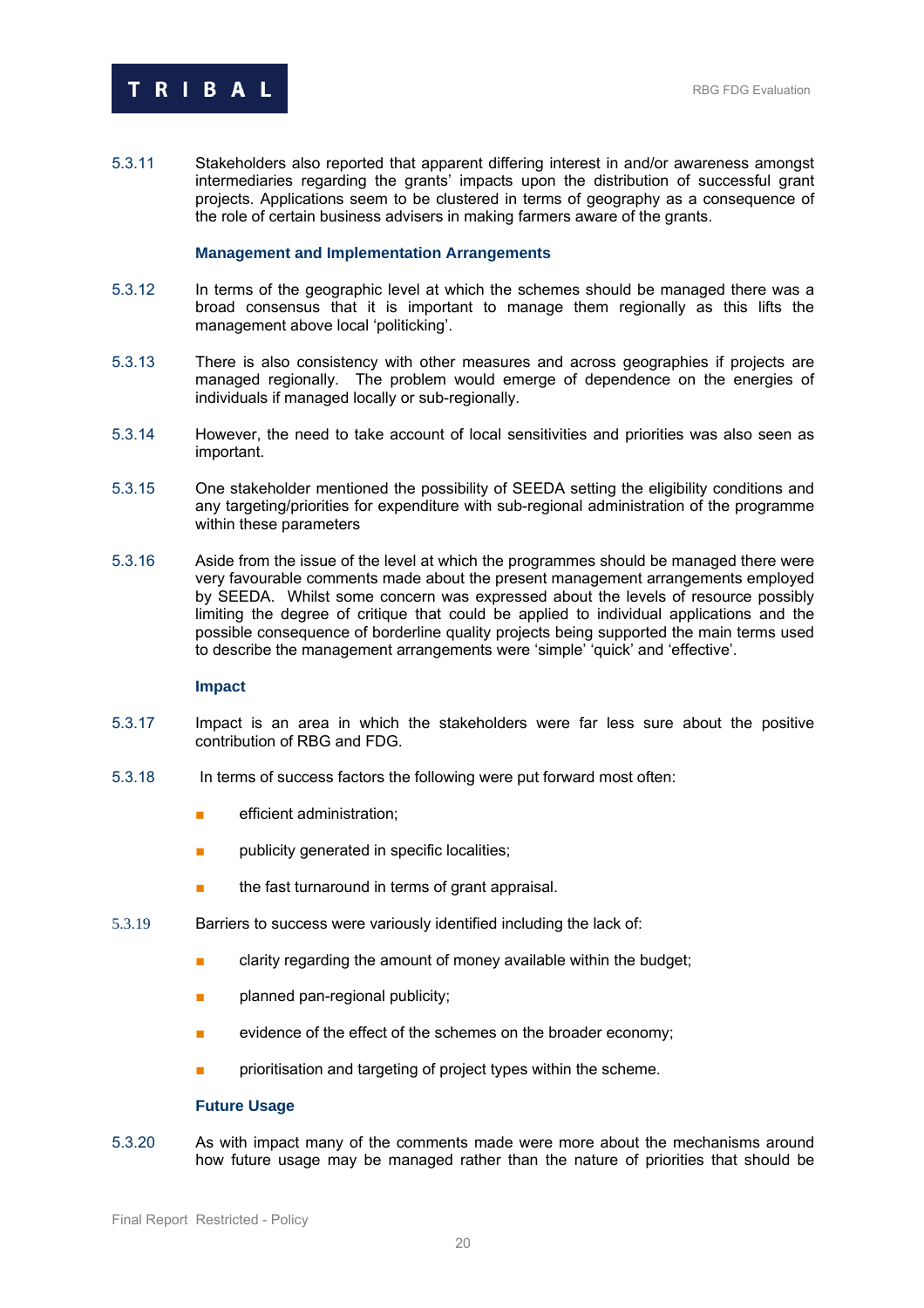5.3.11 Stakeholders also reported that apparent differing interest in and/or awareness amongst intermediaries regarding the grants' impacts upon the distribution of successful grant projects. Applications seem to be clustered in terms of geography as a consequence of the role of certain business advisers in making farmers aware of the grants.

### Management and Implementation Arrangements

5.3.12 In terms of the geographic level at which the schemes should be managed there was a broad consensus that it is important to manage them regionally as this lifts the management above local 'politicking'.

5.3.13 There is also consistency with other measures and across geographies if projects are managed regionally. The problem would emerge of dependence on the energies of individuals if managed locally or sub-regionally.

5.3.14 However, the need to take account of local sensitivities and priorities was also seen as important.

5.3.15 One stakeholder mentioned the possibility of SEEDA setting the eligibility conditions and any targeting/priorities for expenditure with sub-regional administration of the programme within these parameters

5.3.16 Aside from the issue of the level at which the programmes should be managed there were very favourable comments made about the present management arrangements employed by SEEDA. Whilst some concern was expressed about the levels of resource possibly limiting the degree of critique that could be applied to individual applications and the possible consequence of borderline quality projects being supported the main terms used to describe the management arrangements were 'simple' 'quick' and 'effective'.

### Impact

5.3.17 Impact is an area in which the stakeholders were far less sure about the positive contribution of RBG and FDG.

5.3.18 In terms of success factors the following were put forward most often:

- efficient administration;
- publicity generated in specific localities;
- the fast turnaround in terms of grant appraisal.

5.3.19 Barriers to success were variously identified including the lack of:

- clarity regarding the amount of money available within the budget;
- planned pan-regional publicity;
- evidence of the effect of the schemes on the broader economy;
- prioritisation and targeting of project types within the scheme.

### Future Usage

5.3.20 As with impact many of the comments made were more about the mechanisms around how future usage may be managed rather than the nature of priorities that should be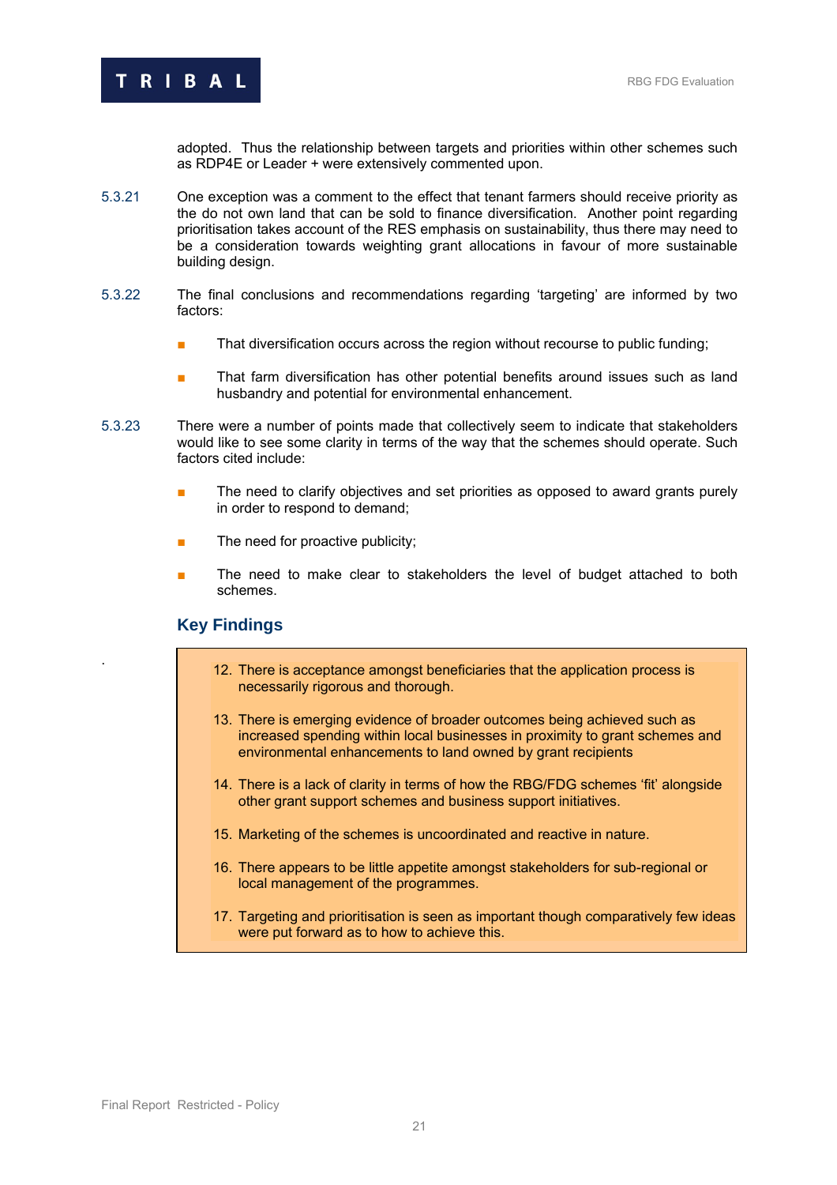adopted. Thus the relationship between targets and priorities within other schemes such as RDP4E or Leader + were extensively commented upon.

5.3.21 One exception was a comment to the effect that tenant farmers should receive priority as the do not own land that can be sold to finance diversification. Another point regarding prioritisation takes account of the RES emphasis on sustainability, thus there may need to be a consideration towards weighting grant allocations in favour of more sustainable building design.

5.3.22 The final conclusions and recommendations regarding 'targeting' are informed by two factors:

- That diversification occurs across the region without recourse to public funding;
- That farm diversification has other potential benefits around issues such as land husbandry and potential for environmental enhancement.

5.3.23 There were a number of points made that collectively seem to indicate that stakeholders would like to see some clarity in terms of the way that the schemes should operate. Such factors cited include:

- The need to clarify objectives and set priorities as opposed to award grants purely in order to respond to demand;
- The need for proactive publicity;
- The need to make clear to stakeholders the level of budget attached to both schemes.

## Key Findings

12. There is acceptance amongst beneficiaries that the application process is necessarily rigorous and thorough.
13. There is emerging evidence of broader outcomes being achieved such as increased spending within local businesses in proximity to grant schemes and environmental enhancements to land owned by grant recipients
14. There is a lack of clarity in terms of how the RBG/FDG schemes 'fit' alongside other grant support schemes and business support initiatives.
15. Marketing of the schemes is uncoordinated and reactive in nature.
16. There appears to be little appetite amongst stakeholders for sub-regional or local management of the programmes.
17. Targeting and prioritisation is seen as important though comparatively few ideas were put forward as to how to achieve this.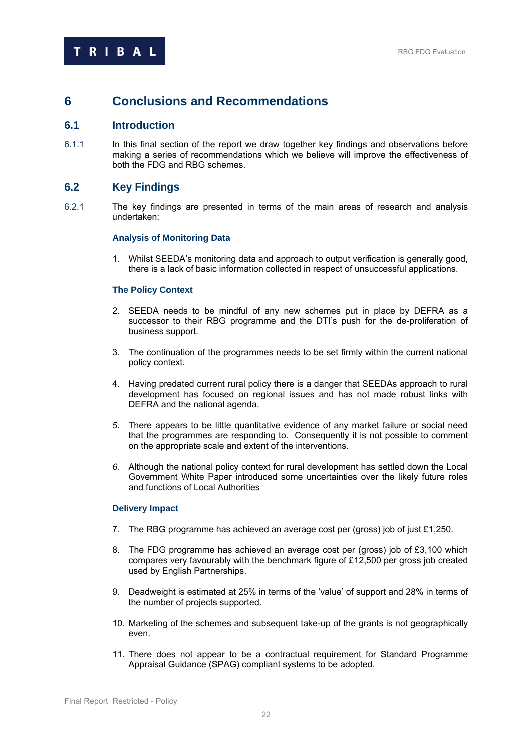# 6 Conclusions and Recommendations

## 6.1 Introduction

6.1.1 In this final section of the report we draw together key findings and observations before making a series of recommendations which we believe will improve the effectiveness of both the FDG and RBG schemes.

## 6.2 Key Findings

6.2.1 The key findings are presented in terms of the main areas of research and analysis undertaken:

### Analysis of Monitoring Data

1. Whilst SEEDA's monitoring data and approach to output verification is generally good, there is a lack of basic information collected in respect of unsuccessful applications.

### The Policy Context

2. SEEDA needs to be mindful of any new schemes put in place by DEFRA as a successor to their RBG programme and the DTI's push for the de-proliferation of business support.

3. The continuation of the programmes needs to be set firmly within the current national policy context.

4. Having predated current rural policy there is a danger that SEEDAs approach to rural development has focused on regional issues and has not made robust links with DEFRA and the national agenda.

5. There appears to be little quantitative evidence of any market failure or social need that the programmes are responding to. Consequently it is not possible to comment on the appropriate scale and extent of the interventions.

6. Although the national policy context for rural development has settled down the Local Government White Paper introduced some uncertainties over the likely future roles and functions of Local Authorities

### Delivery Impact

7. The RBG programme has achieved an average cost per (gross) job of just £1,250.

8. The FDG programme has achieved an average cost per (gross) job of £3,100 which compares very favourably with the benchmark figure of £12,500 per gross job created used by English Partnerships.

9. Deadweight is estimated at 25% in terms of the 'value' of support and 28% in terms of the number of projects supported.

10. Marketing of the schemes and subsequent take-up of the grants is not geographically even.

11. There does not appear to be a contractual requirement for Standard Programme Appraisal Guidance (SPAG) compliant systems to be adopted.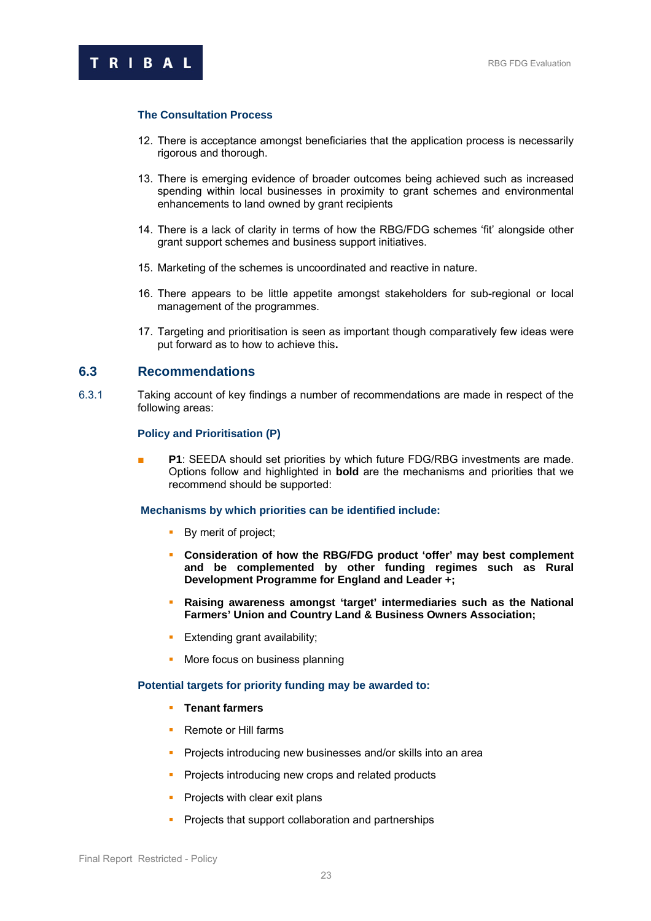**The Consultation Process**

12. There is acceptance amongst beneficiaries that the application process is necessarily rigorous and thorough.

13. There is emerging evidence of broader outcomes being achieved such as increased spending within local businesses in proximity to grant schemes and environmental enhancements to land owned by grant recipients

14. There is a lack of clarity in terms of how the RBG/FDG schemes 'fit' alongside other grant support schemes and business support initiatives.

15. Marketing of the schemes is uncoordinated and reactive in nature.

16. There appears to be little appetite amongst stakeholders for sub-regional or local management of the programmes.

17. Targeting and prioritisation is seen as important though comparatively few ideas were put forward as to how to achieve this**.**

## 6.3 Recommendations

6.3.1 Taking account of key findings a number of recommendations are made in respect of the following areas:

**Policy and Prioritisation (P)**

- **P1**: SEEDA should set priorities by which future FDG/RBG investments are made. Options follow and highlighted in **bold** are the mechanisms and priorities that we recommend should be supported:

**Mechanisms by which priorities can be identified include:**

- By merit of project;
- **Consideration of how the RBG/FDG product 'offer' may best complement and be complemented by other funding regimes such as Rural Development Programme for England and Leader +;**
- **Raising awareness amongst 'target' intermediaries such as the National Farmers' Union and Country Land & Business Owners Association;**
- Extending grant availability;
- More focus on business planning

**Potential targets for priority funding may be awarded to:**

- **Tenant farmers**
- Remote or Hill farms
- Projects introducing new businesses and/or skills into an area
- Projects introducing new crops and related products
- Projects with clear exit plans
- Projects that support collaboration and partnerships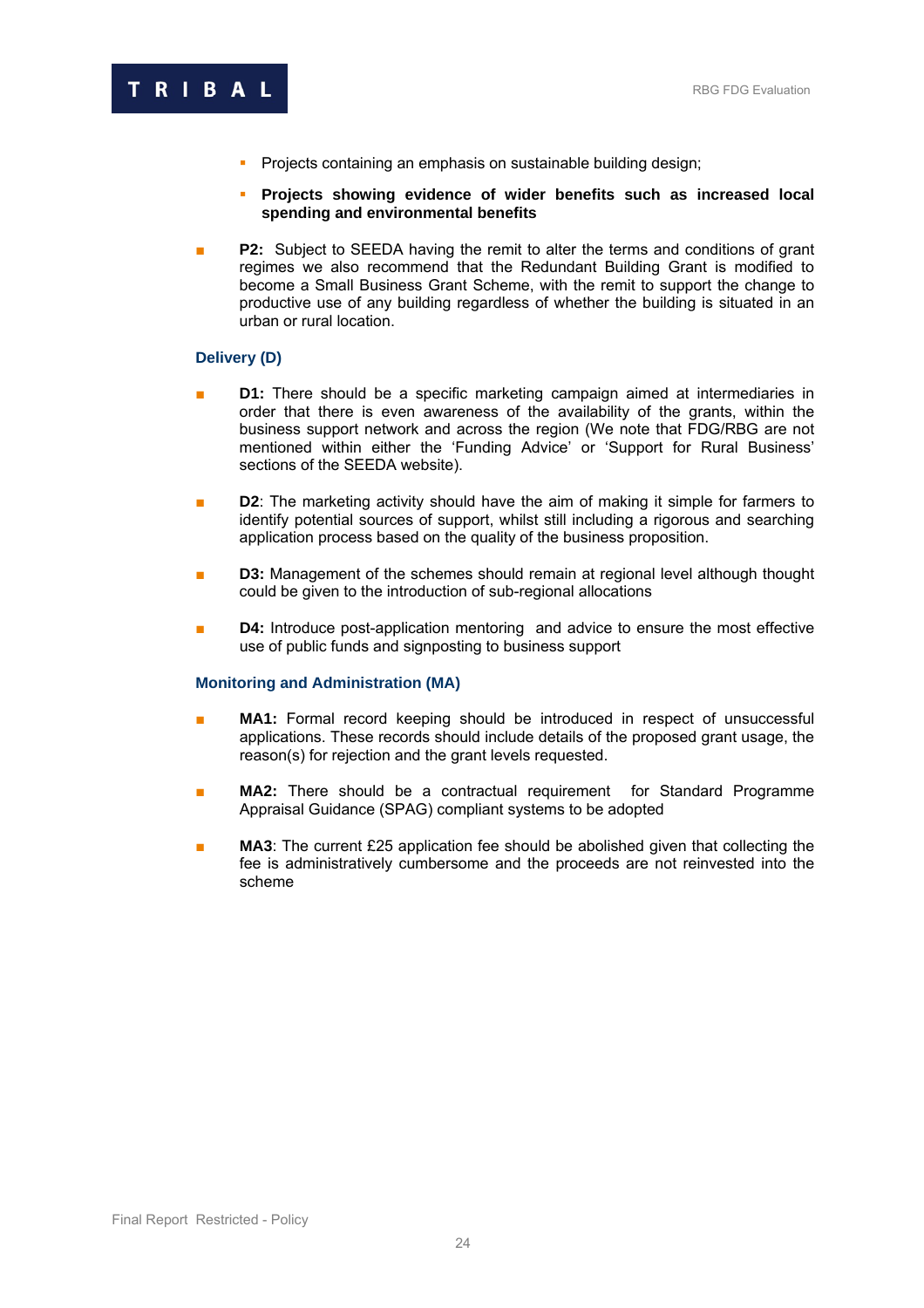- Projects containing an emphasis on sustainable building design;
  - **Projects showing evidence of wider benefits such as increased local spending and environmental benefits**

- **P2:** Subject to SEEDA having the remit to alter the terms and conditions of grant regimes we also recommend that the Redundant Building Grant is modified to become a Small Business Grant Scheme, with the remit to support the change to productive use of any building regardless of whether the building is situated in an urban or rural location.

### Delivery (D)

- **D1:** There should be a specific marketing campaign aimed at intermediaries in order that there is even awareness of the availability of the grants, within the business support network and across the region (We note that FDG/RBG are not mentioned within either the 'Funding Advice' or 'Support for Rural Business' sections of the SEEDA website).

- **D2**: The marketing activity should have the aim of making it simple for farmers to identify potential sources of support, whilst still including a rigorous and searching application process based on the quality of the business proposition.

- **D3:** Management of the schemes should remain at regional level although thought could be given to the introduction of sub-regional allocations

- **D4:** Introduce post-application mentoring and advice to ensure the most effective use of public funds and signposting to business support

### Monitoring and Administration (MA)

- **MA1:** Formal record keeping should be introduced in respect of unsuccessful applications. These records should include details of the proposed grant usage, the reason(s) for rejection and the grant levels requested.

- **MA2:** There should be a contractual requirement for Standard Programme Appraisal Guidance (SPAG) compliant systems to be adopted

- **MA3**: The current £25 application fee should be abolished given that collecting the fee is administratively cumbersome and the proceeds are not reinvested into the scheme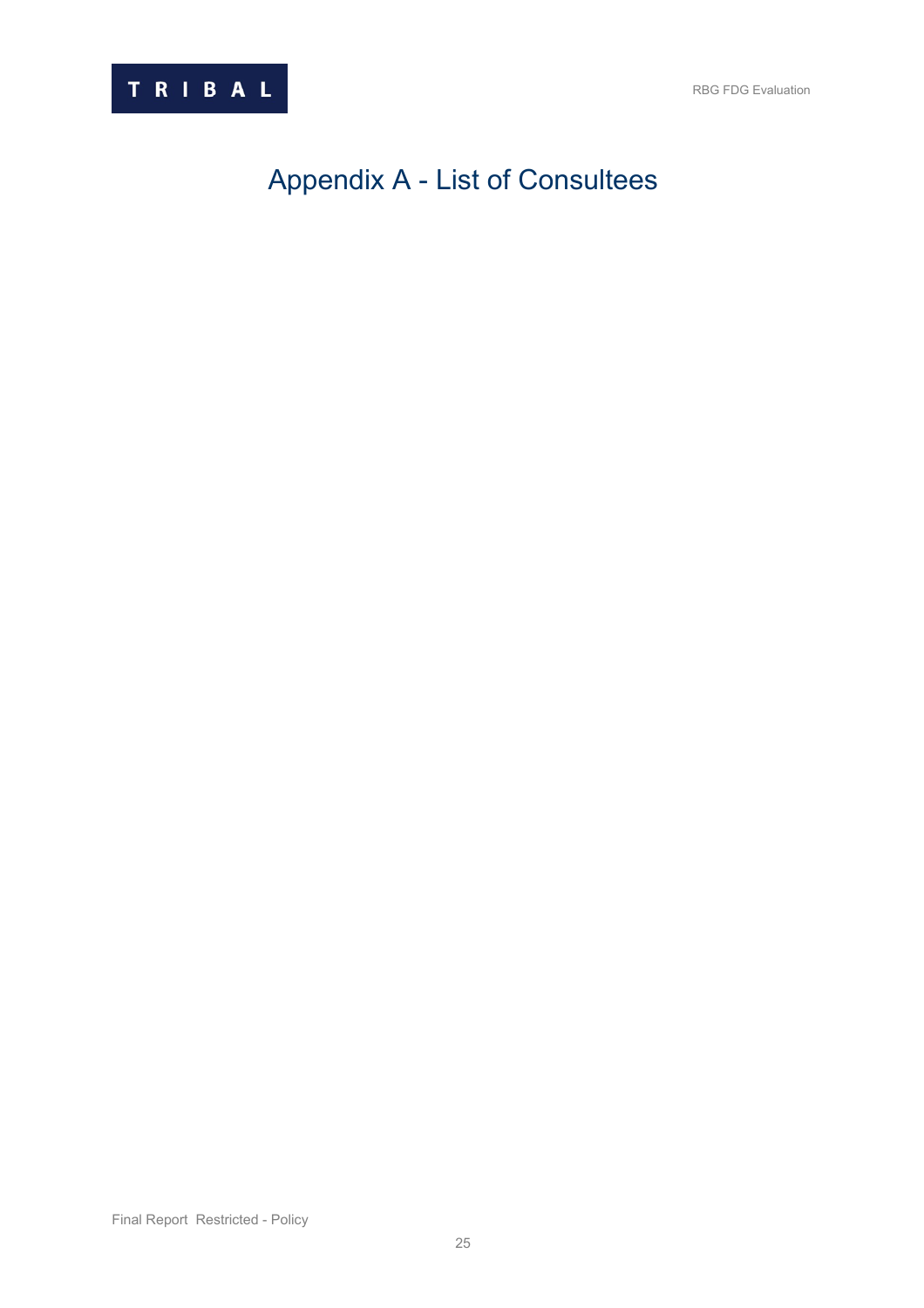# Appendix A - List of Consultees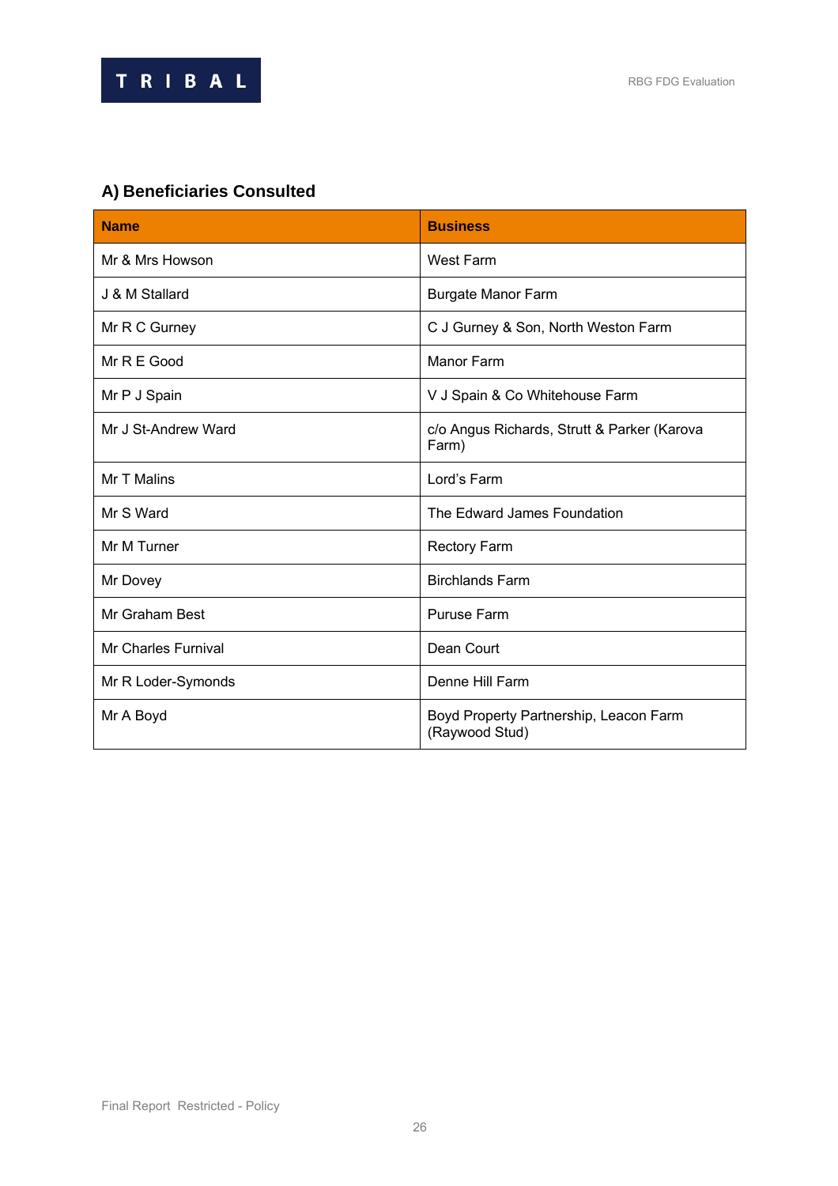## A) Beneficiaries Consulted

| Name | Business |
|---|---|
| Mr & Mrs Howson | West Farm |
| J & M Stallard | Burgate Manor Farm |
| Mr R C Gurney | C J Gurney & Son, North Weston Farm |
| Mr R E Good | Manor Farm |
| Mr P J Spain | V J Spain & Co Whitehouse Farm |
| Mr J St-Andrew Ward | c/o Angus Richards, Strutt & Parker (Karova Farm) |
| Mr T Malins | Lord's Farm |
| Mr S Ward | The Edward James Foundation |
| Mr M Turner | Rectory Farm |
| Mr Dovey | Birchlands Farm |
| Mr Graham Best | Puruse Farm |
| Mr Charles Furnival | Dean Court |
| Mr R Loder-Symonds | Denne Hill Farm |
| Mr A Boyd | Boyd Property Partnership, Leacon Farm (Raywood Stud) |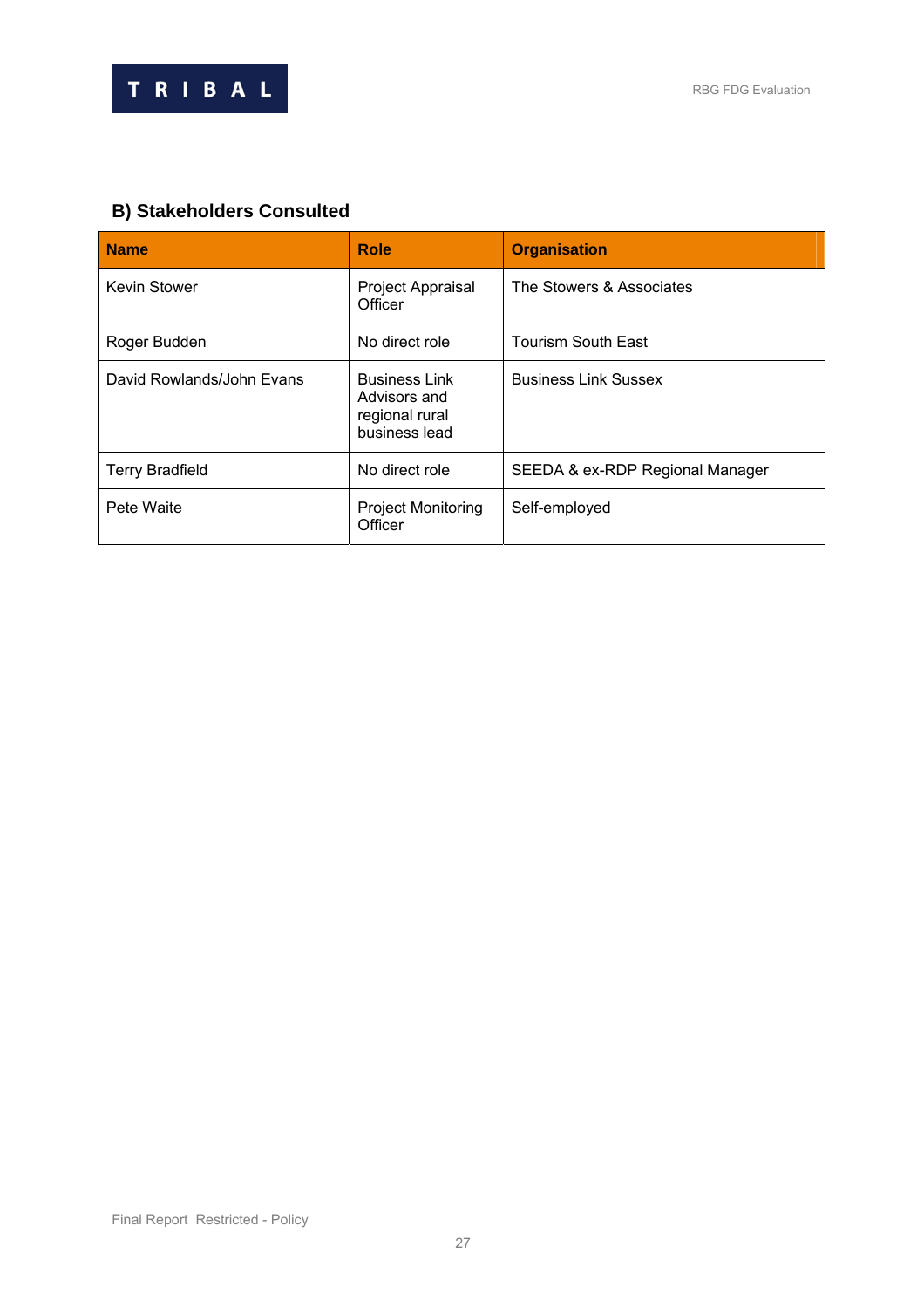## B) Stakeholders Consulted

| Name | Role | Organisation |
|---|---|---|
| Kevin Stower | Project Appraisal Officer | The Stowers & Associates |
| Roger Budden | No direct role | Tourism South East |
| David Rowlands/John Evans | Business Link Advisors and regional rural business lead | Business Link Sussex |
| Terry Bradfield | No direct role | SEEDA & ex-RDP Regional Manager |
| Pete Waite | Project Monitoring Officer | Self-employed |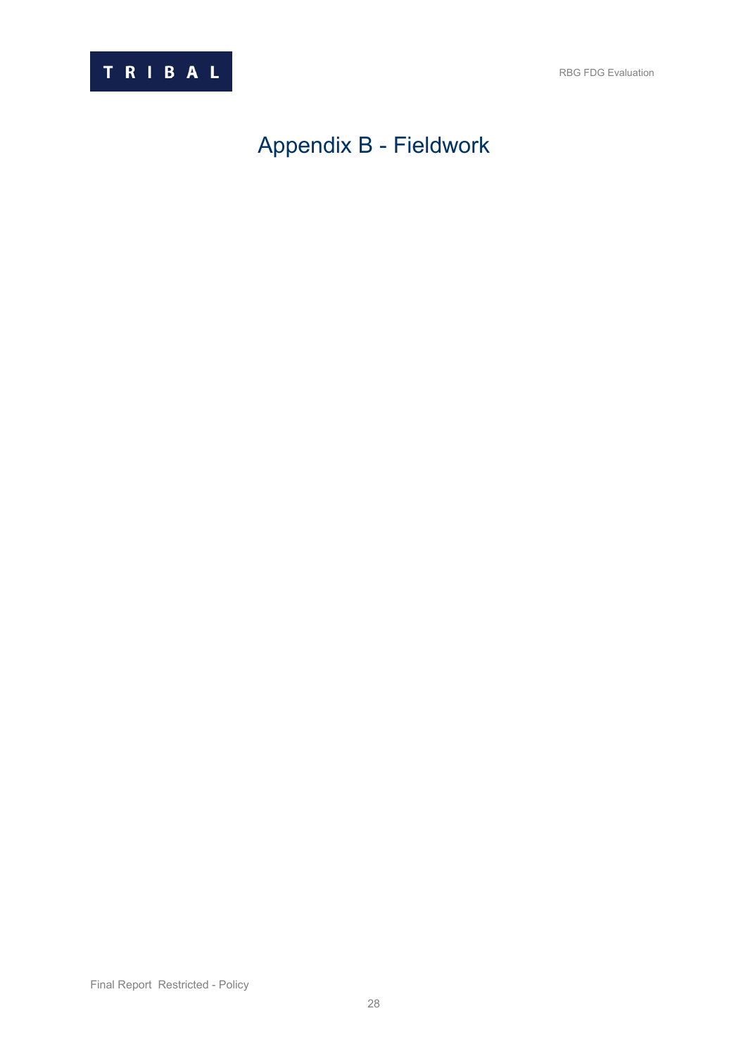# Appendix B - Fieldwork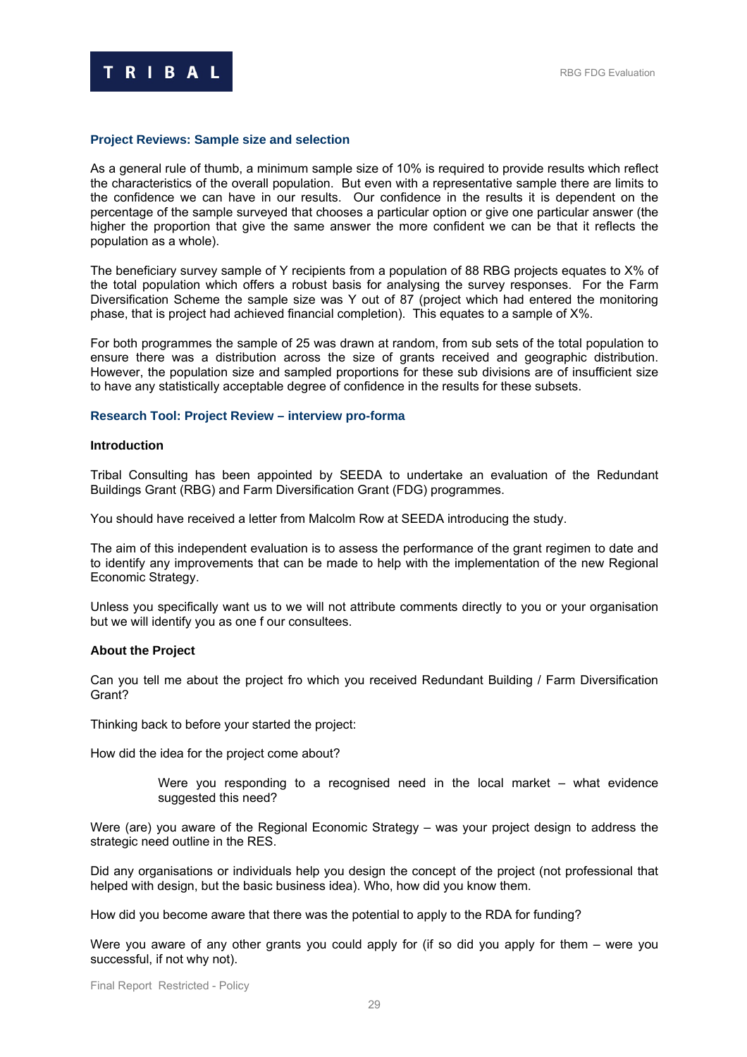### Project Reviews: Sample size and selection

As a general rule of thumb, a minimum sample size of 10% is required to provide results which reflect the characteristics of the overall population. But even with a representative sample there are limits to the confidence we can have in our results. Our confidence in the results it is dependent on the percentage of the sample surveyed that chooses a particular option or give one particular answer (the higher the proportion that give the same answer the more confident we can be that it reflects the population as a whole).

The beneficiary survey sample of Y recipients from a population of 88 RBG projects equates to X% of the total population which offers a robust basis for analysing the survey responses. For the Farm Diversification Scheme the sample size was Y out of 87 (project which had entered the monitoring phase, that is project had achieved financial completion). This equates to a sample of X%.

For both programmes the sample of 25 was drawn at random, from sub sets of the total population to ensure there was a distribution across the size of grants received and geographic distribution. However, the population size and sampled proportions for these sub divisions are of insufficient size to have any statistically acceptable degree of confidence in the results for these subsets.

### Research Tool: Project Review – interview pro-forma

**Introduction**

Tribal Consulting has been appointed by SEEDA to undertake an evaluation of the Redundant Buildings Grant (RBG) and Farm Diversification Grant (FDG) programmes.

You should have received a letter from Malcolm Row at SEEDA introducing the study.

The aim of this independent evaluation is to assess the performance of the grant regimen to date and to identify any improvements that can be made to help with the implementation of the new Regional Economic Strategy.

Unless you specifically want us to we will not attribute comments directly to you or your organisation but we will identify you as one f our consultees.

**About the Project**

Can you tell me about the project fro which you received Redundant Building / Farm Diversification Grant?

Thinking back to before your started the project:

How did the idea for the project come about?

> Were you responding to a recognised need in the local market – what evidence suggested this need?

Were (are) you aware of the Regional Economic Strategy – was your project design to address the strategic need outline in the RES.

Did any organisations or individuals help you design the concept of the project (not professional that helped with design, but the basic business idea). Who, how did you know them.

How did you become aware that there was the potential to apply to the RDA for funding?

Were you aware of any other grants you could apply for (if so did you apply for them – were you successful, if not why not).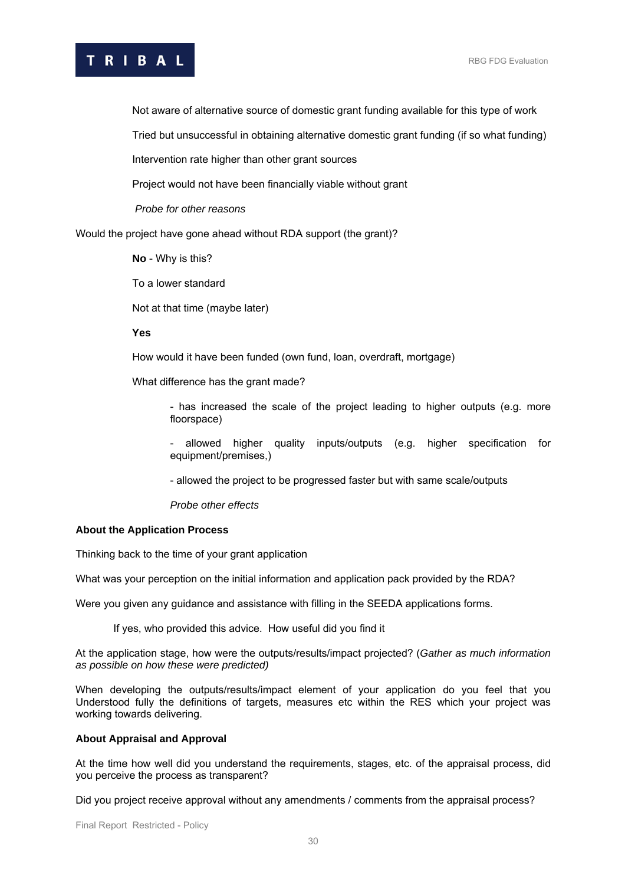Not aware of alternative source of domestic grant funding available for this type of work

Tried but unsuccessful in obtaining alternative domestic grant funding (if so what funding)

Intervention rate higher than other grant sources

Project would not have been financially viable without grant

*Probe for other reasons*

Would the project have gone ahead without RDA support (the grant)?

**No** - Why is this?

To a lower standard

Not at that time (maybe later)

**Yes**

How would it have been funded (own fund, loan, overdraft, mortgage)

What difference has the grant made?

- has increased the scale of the project leading to higher outputs (e.g. more floorspace)

- allowed higher quality inputs/outputs (e.g. higher specification for equipment/premises,)

- allowed the project to be progressed faster but with same scale/outputs

*Probe other effects*

**About the Application Process**

Thinking back to the time of your grant application

What was your perception on the initial information and application pack provided by the RDA?

Were you given any guidance and assistance with filling in the SEEDA applications forms.

If yes, who provided this advice. How useful did you find it

At the application stage, how were the outputs/results/impact projected? (*Gather as much information as possible on how these were predicted)*

When developing the outputs/results/impact element of your application do you feel that you Understood fully the definitions of targets, measures etc within the RES which your project was working towards delivering.

**About Appraisal and Approval**

At the time how well did you understand the requirements, stages, etc. of the appraisal process, did you perceive the process as transparent?

Did you project receive approval without any amendments / comments from the appraisal process?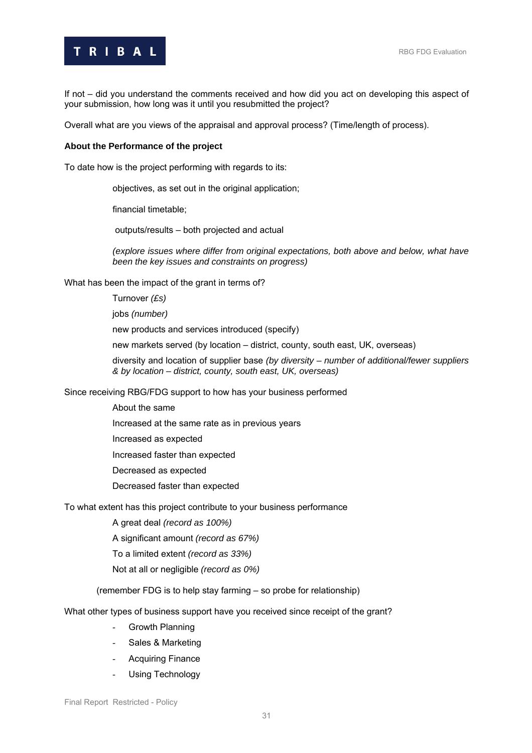If not – did you understand the comments received and how did you act on developing this aspect of your submission, how long was it until you resubmitted the project?

Overall what are you views of the appraisal and approval process? (Time/length of process).

**About the Performance of the project**

To date how is the project performing with regards to its:

objectives, as set out in the original application;

financial timetable;

outputs/results – both projected and actual

*(explore issues where differ from original expectations, both above and below, what have been the key issues and constraints on progress)*

What has been the impact of the grant in terms of?

Turnover *(£s)*

jobs *(number)*

new products and services introduced (specify)

new markets served (by location – district, county, south east, UK, overseas)

diversity and location of supplier base *(by diversity – number of additional/fewer suppliers & by location – district, county, south east, UK, overseas)*

Since receiving RBG/FDG support to how has your business performed

About the same

Increased at the same rate as in previous years

Increased as expected

Increased faster than expected

Decreased as expected

Decreased faster than expected

To what extent has this project contribute to your business performance

A great deal *(record as 100%)*

A significant amount *(record as 67%)*

To a limited extent *(record as 33%)*

Not at all or negligible *(record as 0%)*

(remember FDG is to help stay farming – so probe for relationship)

What other types of business support have you received since receipt of the grant?

- Growth Planning
- Sales & Marketing
- Acquiring Finance
- Using Technology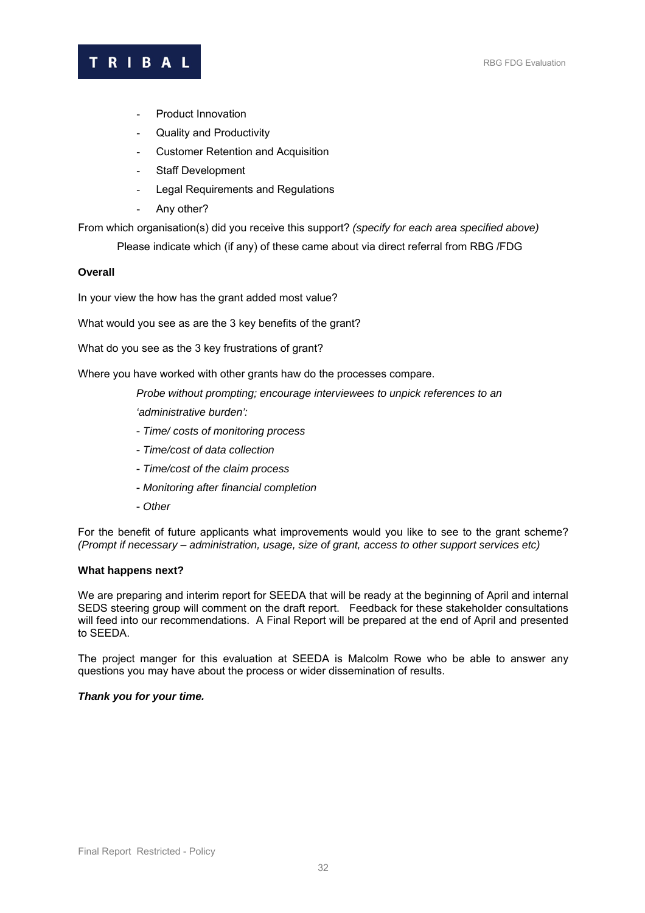- Product Innovation
- Quality and Productivity
- Customer Retention and Acquisition
- Staff Development
- Legal Requirements and Regulations
- Any other?

From which organisation(s) did you receive this support? *(specify for each area specified above)*

Please indicate which (if any) of these came about via direct referral from RBG /FDG

**Overall**

In your view the how has the grant added most value?

What would you see as are the 3 key benefits of the grant?

What do you see as the 3 key frustrations of grant?

Where you have worked with other grants haw do the processes compare.

*Probe without prompting; encourage interviewees to unpick references to an 'administrative burden':*

*- Time/ costs of monitoring process*

*- Time/cost of data collection*

*- Time/cost of the claim process*

*- Monitoring after financial completion*

*- Other*

For the benefit of future applicants what improvements would you like to see to the grant scheme? *(Prompt if necessary – administration, usage, size of grant, access to other support services etc)*

**What happens next?**

We are preparing and interim report for SEEDA that will be ready at the beginning of April and internal SEDS steering group will comment on the draft report. Feedback for these stakeholder consultations will feed into our recommendations. A Final Report will be prepared at the end of April and presented to SEEDA.

The project manger for this evaluation at SEEDA is Malcolm Rowe who be able to answer any questions you may have about the process or wider dissemination of results.

***Thank you for your time.***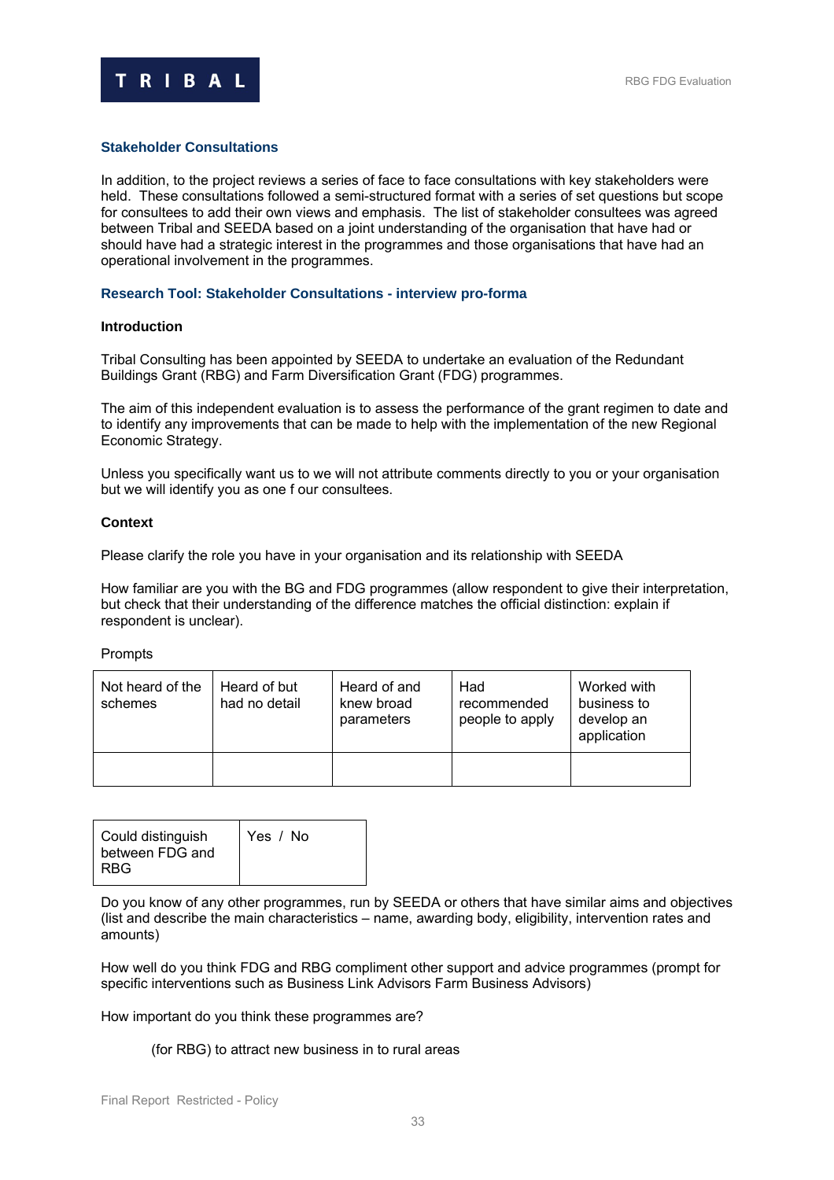### Stakeholder Consultations

In addition, to the project reviews a series of face to face consultations with key stakeholders were held. These consultations followed a semi-structured format with a series of set questions but scope for consultees to add their own views and emphasis. The list of stakeholder consultees was agreed between Tribal and SEEDA based on a joint understanding of the organisation that have had or should have had a strategic interest in the programmes and those organisations that have had an operational involvement in the programmes.

### Research Tool: Stakeholder Consultations - interview pro-forma

**Introduction**

Tribal Consulting has been appointed by SEEDA to undertake an evaluation of the Redundant Buildings Grant (RBG) and Farm Diversification Grant (FDG) programmes.

The aim of this independent evaluation is to assess the performance of the grant regimen to date and to identify any improvements that can be made to help with the implementation of the new Regional Economic Strategy.

Unless you specifically want us to we will not attribute comments directly to you or your organisation but we will identify you as one f our consultees.

**Context**

Please clarify the role you have in your organisation and its relationship with SEEDA

How familiar are you with the BG and FDG programmes (allow respondent to give their interpretation, but check that their understanding of the difference matches the official distinction: explain if respondent is unclear).

Prompts

| Not heard of the schemes | Heard of but had no detail | Heard of and knew broad parameters | Had recommended people to apply | Worked with business to develop an application |
|---|---|---|---|---|
| | | | | |

| Could distinguish between FDG and RBG | Yes / No |
|---|---|

Do you know of any other programmes, run by SEEDA or others that have similar aims and objectives (list and describe the main characteristics – name, awarding body, eligibility, intervention rates and amounts)

How well do you think FDG and RBG compliment other support and advice programmes (prompt for specific interventions such as Business Link Advisors Farm Business Advisors)

How important do you think these programmes are?

(for RBG) to attract new business in to rural areas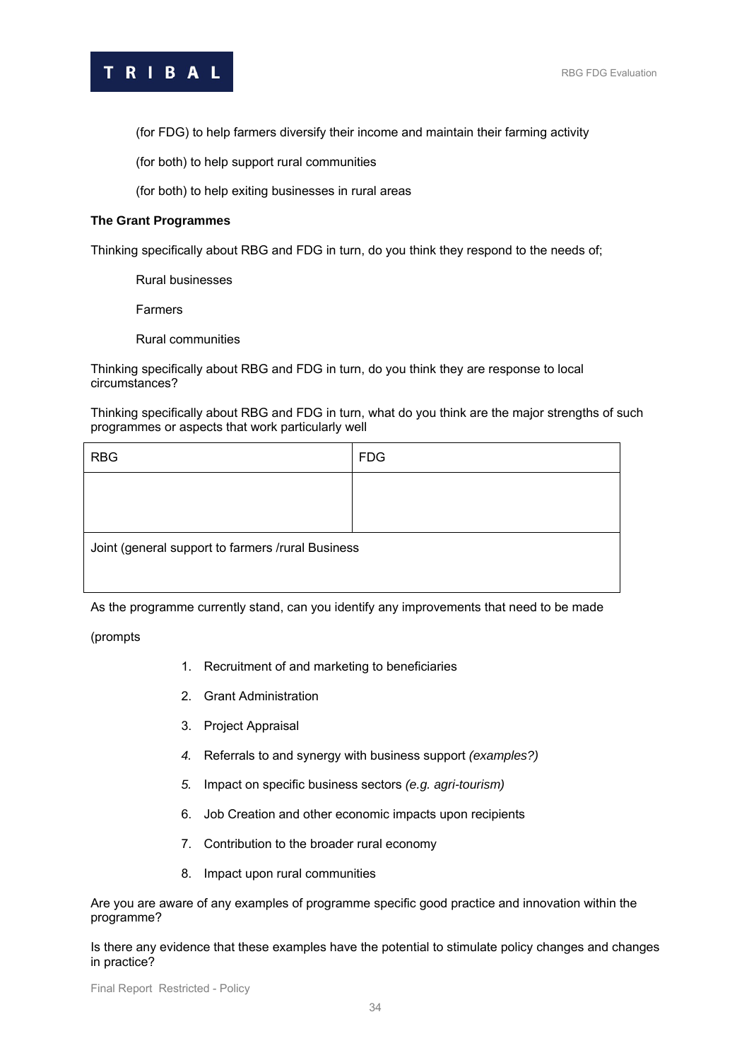(for FDG) to help farmers diversify their income and maintain their farming activity

(for both) to help support rural communities

(for both) to help exiting businesses in rural areas

**The Grant Programmes**

Thinking specifically about RBG and FDG in turn, do you think they respond to the needs of;

Rural businesses

Farmers

Rural communities

Thinking specifically about RBG and FDG in turn, do you think they are response to local circumstances?

Thinking specifically about RBG and FDG in turn, what do you think are the major strengths of such programmes or aspects that work particularly well

| RBG | FDG |
|---|---|
| | |
| Joint (general support to farmers /rural Business | |

As the programme currently stand, can you identify any improvements that need to be made

(prompts

1. Recruitment of and marketing to beneficiaries
2. Grant Administration
3. Project Appraisal
4. Referrals to and synergy with business support *(examples?)*
5. Impact on specific business sectors *(e.g. agri-tourism)*
6. Job Creation and other economic impacts upon recipients
7. Contribution to the broader rural economy
8. Impact upon rural communities

Are you are aware of any examples of programme specific good practice and innovation within the programme?

Is there any evidence that these examples have the potential to stimulate policy changes and changes in practice?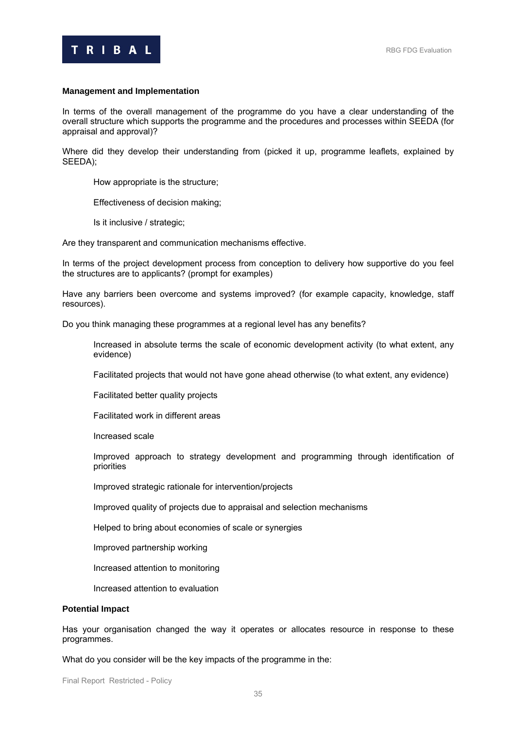**Management and Implementation**

In terms of the overall management of the programme do you have a clear understanding of the overall structure which supports the programme and the procedures and processes within SEEDA (for appraisal and approval)?

Where did they develop their understanding from (picked it up, programme leaflets, explained by SEEDA);

> How appropriate is the structure;
>
> Effectiveness of decision making;
>
> Is it inclusive / strategic;

Are they transparent and communication mechanisms effective.

In terms of the project development process from conception to delivery how supportive do you feel the structures are to applicants? (prompt for examples)

Have any barriers been overcome and systems improved? (for example capacity, knowledge, staff resources).

Do you think managing these programmes at a regional level has any benefits?

> Increased in absolute terms the scale of economic development activity (to what extent, any evidence)
>
> Facilitated projects that would not have gone ahead otherwise (to what extent, any evidence)
>
> Facilitated better quality projects
>
> Facilitated work in different areas
>
> Increased scale
>
> Improved approach to strategy development and programming through identification of priorities
>
> Improved strategic rationale for intervention/projects
>
> Improved quality of projects due to appraisal and selection mechanisms
>
> Helped to bring about economies of scale or synergies
>
> Improved partnership working
>
> Increased attention to monitoring
>
> Increased attention to evaluation

**Potential Impact**

Has your organisation changed the way it operates or allocates resource in response to these programmes.

What do you consider will be the key impacts of the programme in the: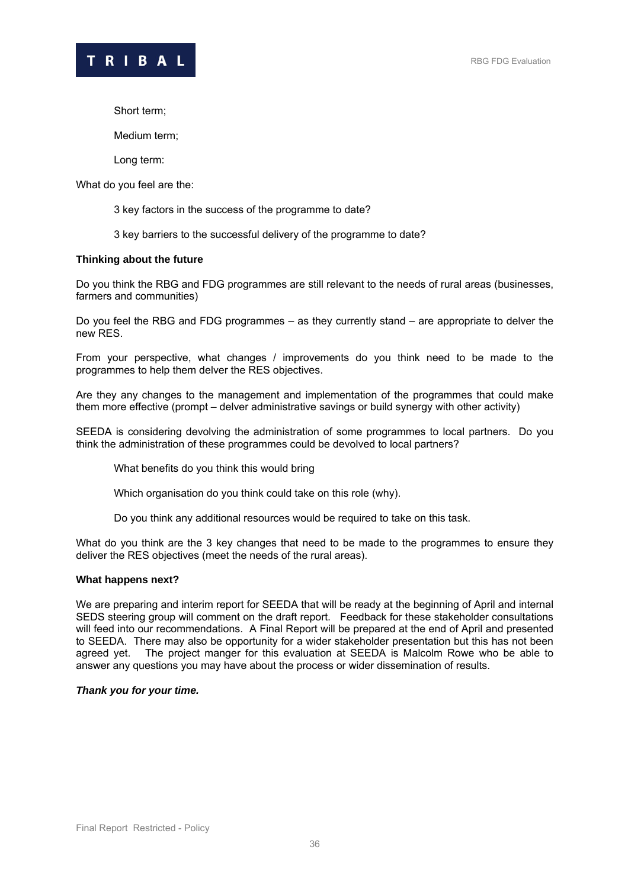Short term;

Medium term;

Long term:

What do you feel are the:

3 key factors in the success of the programme to date?

3 key barriers to the successful delivery of the programme to date?

**Thinking about the future**

Do you think the RBG and FDG programmes are still relevant to the needs of rural areas (businesses, farmers and communities)

Do you feel the RBG and FDG programmes – as they currently stand – are appropriate to delver the new RES.

From your perspective, what changes / improvements do you think need to be made to the programmes to help them delver the RES objectives.

Are they any changes to the management and implementation of the programmes that could make them more effective (prompt – delver administrative savings or build synergy with other activity)

SEEDA is considering devolving the administration of some programmes to local partners. Do you think the administration of these programmes could be devolved to local partners?

What benefits do you think this would bring

Which organisation do you think could take on this role (why).

Do you think any additional resources would be required to take on this task.

What do you think are the 3 key changes that need to be made to the programmes to ensure they deliver the RES objectives (meet the needs of the rural areas).

**What happens next?**

We are preparing and interim report for SEEDA that will be ready at the beginning of April and internal SEDS steering group will comment on the draft report. Feedback for these stakeholder consultations will feed into our recommendations. A Final Report will be prepared at the end of April and presented to SEEDA. There may also be opportunity for a wider stakeholder presentation but this has not been agreed yet. The project manger for this evaluation at SEEDA is Malcolm Rowe who be able to answer any questions you may have about the process or wider dissemination of results.

***Thank you for your time.***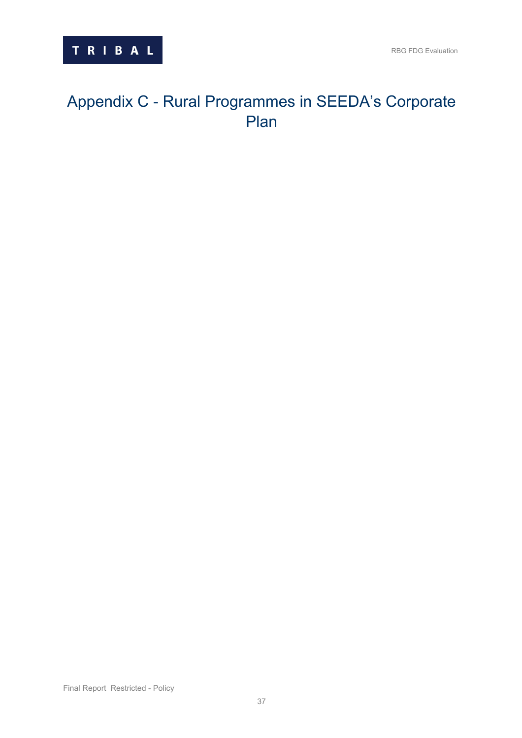# Appendix C - Rural Programmes in SEEDA's Corporate Plan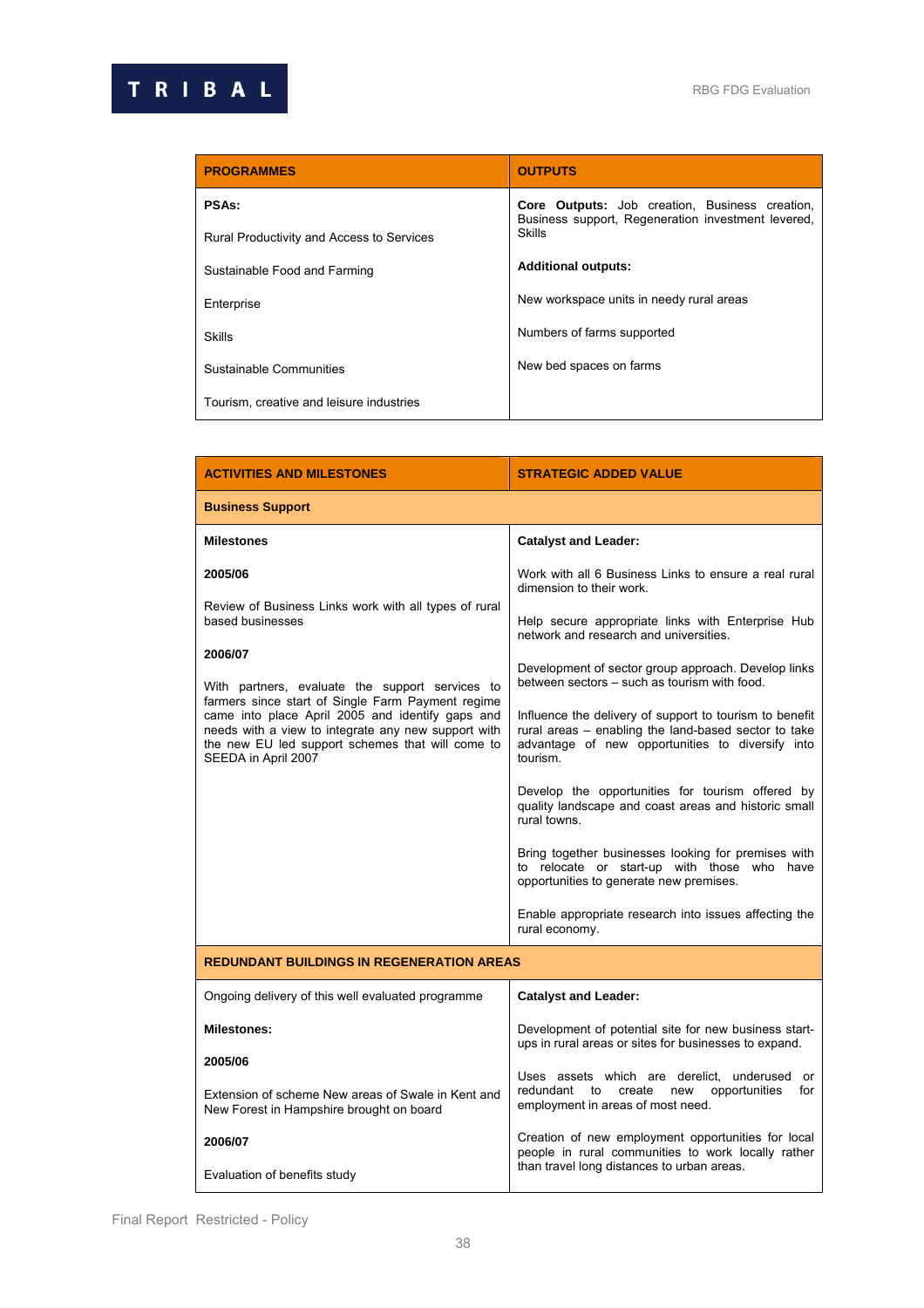| PROGRAMMES | OUTPUTS |
|---|---|
| **PSAs:**<br><br>Rural Productivity and Access to Services<br><br>Sustainable Food and Farming<br><br>Enterprise<br><br>Skills<br><br>Sustainable Communities<br><br>Tourism, creative and leisure industries | **Core Outputs:** Job creation, Business creation, Business support, Regeneration investment levered, Skills<br><br>**Additional outputs:**<br><br>New workspace units in needy rural areas<br><br>Numbers of farms supported<br><br>New bed spaces on farms |

| ACTIVITIES AND MILESTONES | STRATEGIC ADDED VALUE |
|---|---|
| **Business Support** | |
| **Milestones**<br><br>**2005/06**<br><br>Review of Business Links work with all types of rural based businesses<br><br>**2006/07**<br><br>With partners, evaluate the support services to farmers since start of Single Farm Payment regime came into place April 2005 and identify gaps and needs with a view to integrate any new support with the new EU led support schemes that will come to SEEDA in April 2007 | **Catalyst and Leader:**<br><br>Work with all 6 Business Links to ensure a real rural dimension to their work.<br><br>Help secure appropriate links with Enterprise Hub network and research and universities.<br><br>Development of sector group approach. Develop links between sectors – such as tourism with food.<br><br>Influence the delivery of support to tourism to benefit rural areas – enabling the land-based sector to take advantage of new opportunities to diversify into tourism.<br><br>Develop the opportunities for tourism offered by quality landscape and coast areas and historic small rural towns.<br><br>Bring together businesses looking for premises with to relocate or start-up with those who have opportunities to generate new premises.<br><br>Enable appropriate research into issues affecting the rural economy. |
| **REDUNDANT BUILDINGS IN REGENERATION AREAS** | |
| Ongoing delivery of this well evaluated programme<br><br>**Milestones:**<br><br>**2005/06**<br><br>Extension of scheme New areas of Swale in Kent and New Forest in Hampshire brought on board<br><br>**2006/07**<br><br>Evaluation of benefits study | **Catalyst and Leader:**<br><br>Development of potential site for new business start-ups in rural areas or sites for businesses to expand.<br><br>Uses assets which are derelict, underused or redundant to create new opportunities for employment in areas of most need.<br><br>Creation of new employment opportunities for local people in rural communities to work locally rather than travel long distances to urban areas. |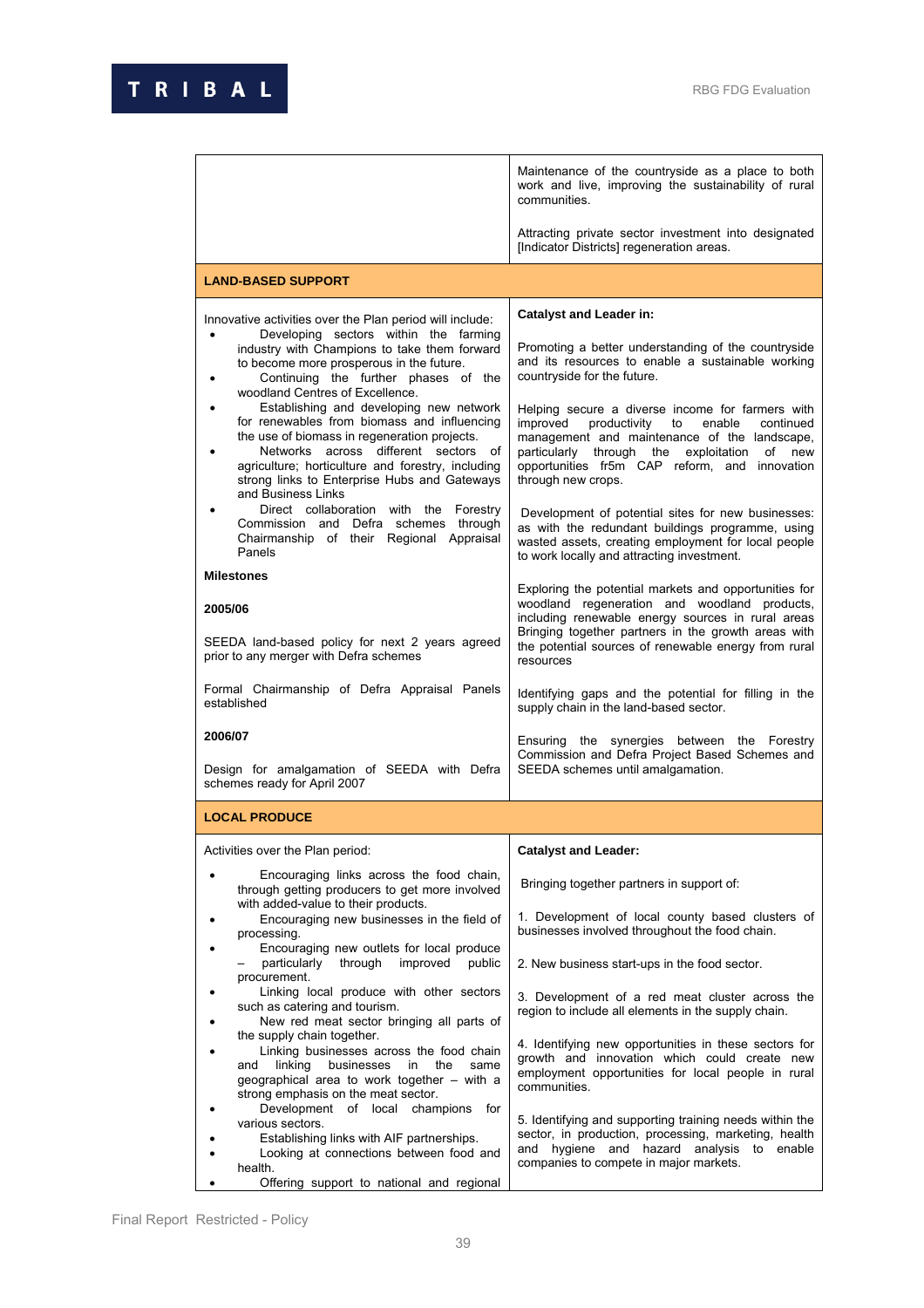| | |
|---|---|
| | Maintenance of the countryside as a place to both work and live, improving the sustainability of rural communities.<br><br>Attracting private sector investment into designated [Indicator Districts] regeneration areas. |
| **LAND-BASED SUPPORT** | |
| Innovative activities over the Plan period will include:<br>• Developing sectors within the farming industry with Champions to take them forward to become more prosperous in the future.<br>• Continuing the further phases of the woodland Centres of Excellence.<br>• Establishing and developing new network for renewables from biomass and influencing the use of biomass in regeneration projects.<br>• Networks across different sectors of agriculture; horticulture and forestry, including strong links to Enterprise Hubs and Gateways and Business Links<br>• Direct collaboration with the Forestry Commission and Defra schemes through Chairmanship of their Regional Appraisal Panels<br><br>**Milestones**<br><br>**2005/06**<br><br>SEEDA land-based policy for next 2 years agreed prior to any merger with Defra schemes<br><br>Formal Chairmanship of Defra Appraisal Panels established<br><br>**2006/07**<br><br>Design for amalgamation of SEEDA with Defra schemes ready for April 2007 | **Catalyst and Leader in:**<br><br>Promoting a better understanding of the countryside and its resources to enable a sustainable working countryside for the future.<br><br>Helping secure a diverse income for farmers with improved productivity to enable continued management and maintenance of the landscape, particularly through the exploitation of new opportunities fr5m CAP reform, and innovation through new crops.<br><br>Development of potential sites for new businesses: as with the redundant buildings programme, using wasted assets, creating employment for local people to work locally and attracting investment.<br><br>Exploring the potential markets and opportunities for woodland regeneration and woodland products, including renewable energy sources in rural areas Bringing together partners in the growth areas with the potential sources of renewable energy from rural resources<br><br>Identifying gaps and the potential for filling in the supply chain in the land-based sector.<br><br>Ensuring the synergies between the Forestry Commission and Defra Project Based Schemes and SEEDA schemes until amalgamation. |
| **LOCAL PRODUCE** | |
| Activities over the Plan period:<br><br>• Encouraging links across the food chain, through getting producers to get more involved with added-value to their products.<br>• Encouraging new businesses in the field of processing.<br>• Encouraging new outlets for local produce – particularly through improved public procurement.<br>• Linking local produce with other sectors such as catering and tourism.<br>• New red meat sector bringing all parts of the supply chain together.<br>• Linking businesses across the food chain and linking businesses in the same geographical area to work together – with a strong emphasis on the meat sector.<br>• Development of local champions for various sectors.<br>• Establishing links with AIF partnerships.<br>• Looking at connections between food and health.<br>• Offering support to national and regional | **Catalyst and Leader:**<br><br>Bringing together partners in support of:<br><br>1. Development of local county based clusters of businesses involved throughout the food chain.<br><br>2. New business start-ups in the food sector.<br><br>3. Development of a red meat cluster across the region to include all elements in the supply chain.<br><br>4. Identifying new opportunities in these sectors for growth and innovation which could create new employment opportunities for local people in rural communities.<br><br>5. Identifying and supporting training needs within the sector, in production, processing, marketing, health and hygiene and hazard analysis to enable companies to compete in major markets. |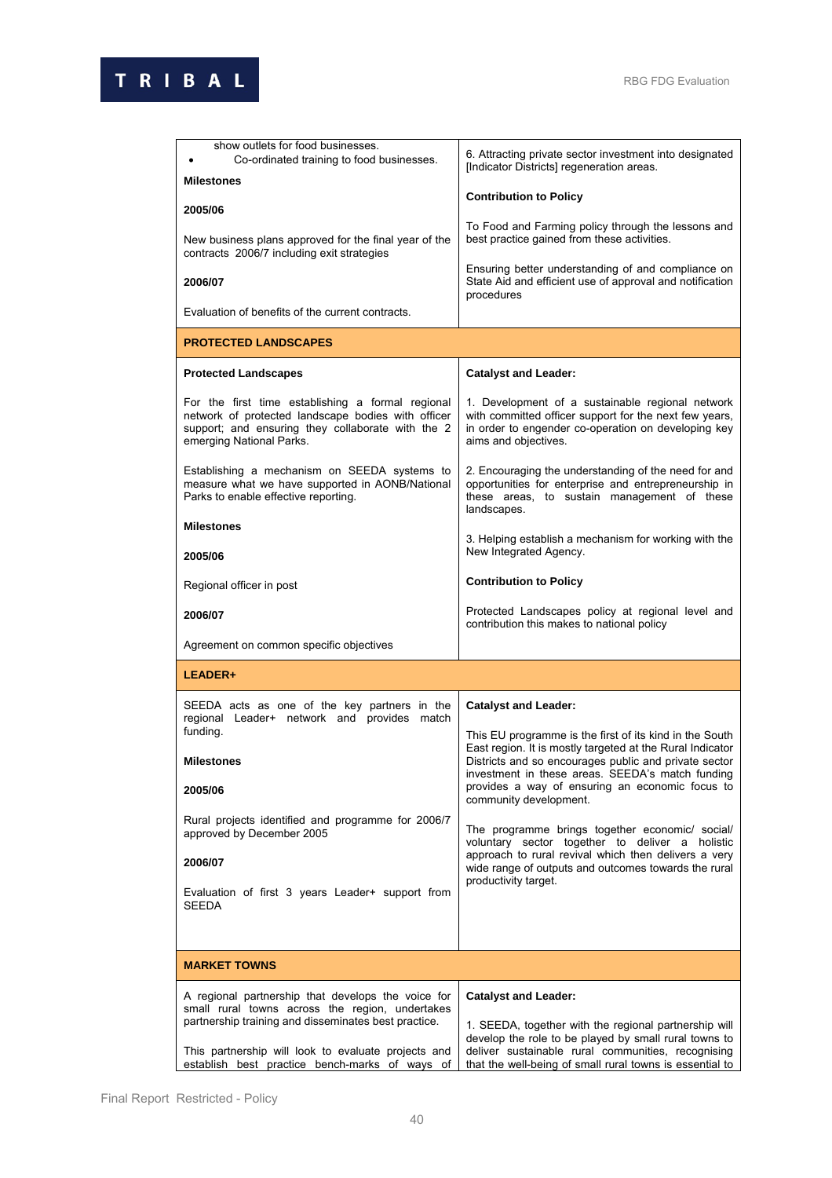| | |
|---|---|
| show outlets for food businesses.<br>• Co-ordinated training to food businesses.<br><br>**Milestones**<br><br>**2005/06**<br><br>New business plans approved for the final year of the contracts 2006/7 including exit strategies<br><br>**2006/07**<br><br>Evaluation of benefits of the current contracts. | 6. Attracting private sector investment into designated [Indicator Districts] regeneration areas.<br><br>**Contribution to Policy**<br><br>To Food and Farming policy through the lessons and best practice gained from these activities.<br><br>Ensuring better understanding of and compliance on State Aid and efficient use of approval and notification procedures |
| **PROTECTED LANDSCAPES** | |
| **Protected Landscapes**<br><br>For the first time establishing a formal regional network of protected landscape bodies with officer support; and ensuring they collaborate with the 2 emerging National Parks.<br><br>Establishing a mechanism on SEEDA systems to measure what we have supported in AONB/National Parks to enable effective reporting.<br><br>**Milestones**<br><br>**2005/06**<br><br>Regional officer in post<br><br>**2006/07**<br><br>Agreement on common specific objectives | **Catalyst and Leader:**<br><br>1. Development of a sustainable regional network with committed officer support for the next few years, in order to engender co-operation on developing key aims and objectives.<br><br>2. Encouraging the understanding of the need for and opportunities for enterprise and entrepreneurship in these areas, to sustain management of these landscapes.<br><br>3. Helping establish a mechanism for working with the New Integrated Agency.<br><br>**Contribution to Policy**<br><br>Protected Landscapes policy at regional level and contribution this makes to national policy |
| **LEADER+** | |
| SEEDA acts as one of the key partners in the regional Leader+ network and provides match funding.<br><br>**Milestones**<br><br>**2005/06**<br><br>Rural projects identified and programme for 2006/7 approved by December 2005<br><br>**2006/07**<br><br>Evaluation of first 3 years Leader+ support from SEEDA | **Catalyst and Leader:**<br><br>This EU programme is the first of its kind in the South East region. It is mostly targeted at the Rural Indicator Districts and so encourages public and private sector investment in these areas. SEEDA's match funding provides a way of ensuring an economic focus to community development.<br><br>The programme brings together economic/ social/ voluntary sector together to deliver a holistic approach to rural revival which then delivers a very wide range of outputs and outcomes towards the rural productivity target. |
| **MARKET TOWNS** | |
| A regional partnership that develops the voice for small rural towns across the region, undertakes partnership training and disseminates best practice.<br><br>This partnership will look to evaluate projects and establish best practice bench-marks of ways of | **Catalyst and Leader:**<br><br>1. SEEDA, together with the regional partnership will develop the role to be played by small rural towns to deliver sustainable rural communities, recognising that the well-being of small rural towns is essential to |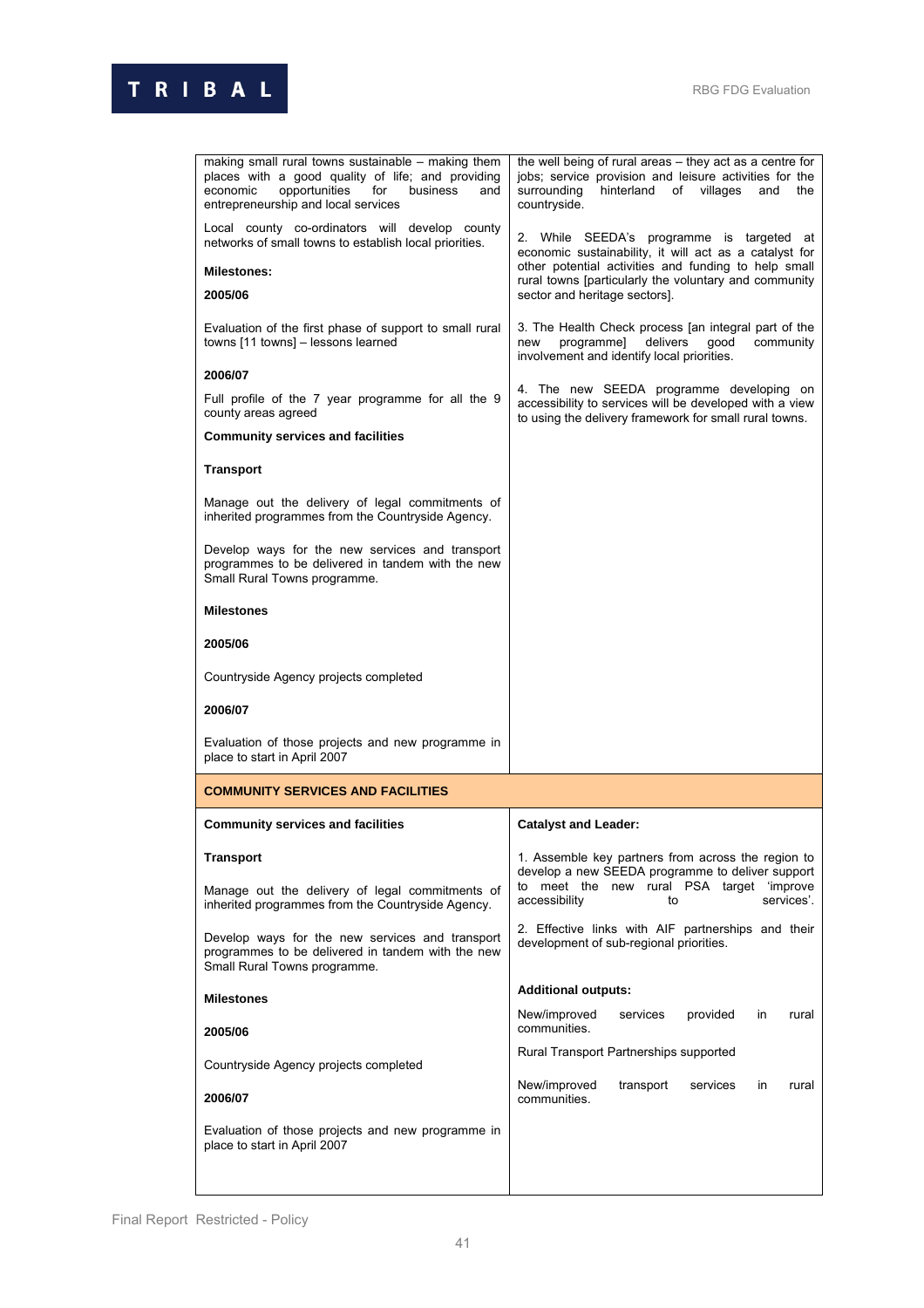| | |
|---|---|
| making small rural towns sustainable – making them places with a good quality of life; and providing economic opportunities for business and entrepreneurship and local services<br><br>Local county co-ordinators will develop county networks of small towns to establish local priorities.<br><br>**Milestones:**<br><br>**2005/06**<br><br>Evaluation of the first phase of support to small rural towns [11 towns] – lessons learned<br><br>**2006/07**<br><br>Full profile of the 7 year programme for all the 9 county areas agreed<br><br>**Community services and facilities**<br><br>**Transport**<br><br>Manage out the delivery of legal commitments of inherited programmes from the Countryside Agency.<br><br>Develop ways for the new services and transport programmes to be delivered in tandem with the new Small Rural Towns programme.<br><br>**Milestones**<br><br>**2005/06**<br><br>Countryside Agency projects completed<br><br>**2006/07**<br><br>Evaluation of those projects and new programme in place to start in April 2007 | the well being of rural areas – they act as a centre for jobs; service provision and leisure activities for the surrounding hinterland of villages and the countryside.<br><br>2. While SEEDA's programme is targeted at economic sustainability, it will act as a catalyst for other potential activities and funding to help small rural towns [particularly the voluntary and community sector and heritage sectors].<br><br>3. The Health Check process [an integral part of the new programme] delivers good community involvement and identify local priorities.<br><br>4. The new SEEDA programme developing on accessibility to services will be developed with a view to using the delivery framework for small rural towns. |
| **COMMUNITY SERVICES AND FACILITIES** | |
| **Community services and facilities**<br><br>**Transport**<br><br>Manage out the delivery of legal commitments of inherited programmes from the Countryside Agency.<br><br>Develop ways for the new services and transport programmes to be delivered in tandem with the new Small Rural Towns programme.<br><br>**Milestones**<br><br>**2005/06**<br><br>Countryside Agency projects completed<br><br>**2006/07**<br><br>Evaluation of those projects and new programme in place to start in April 2007 | **Catalyst and Leader:**<br><br>1. Assemble key partners from across the region to develop a new SEEDA programme to deliver support to meet the new rural PSA target 'improve accessibility to services'.<br><br>2. Effective links with AIF partnerships and their development of sub-regional priorities.<br><br>**Additional outputs:**<br><br>New/improved services provided in rural communities.<br><br>Rural Transport Partnerships supported<br><br>New/improved transport services in rural communities. |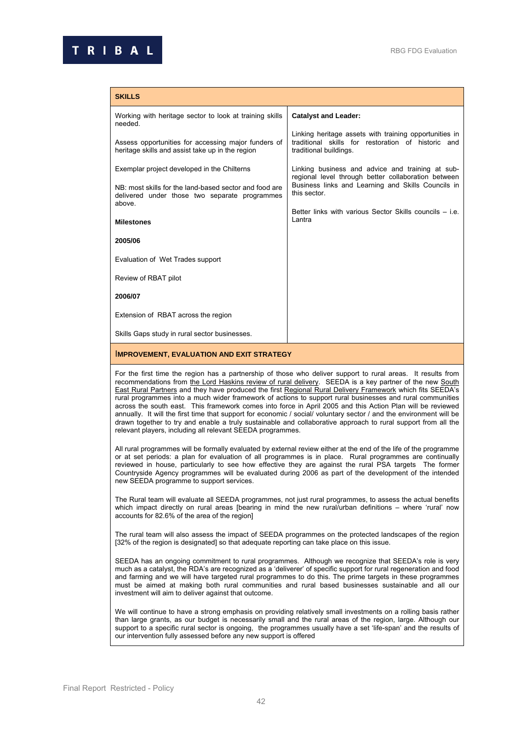| SKILLS | |
|---|---|
| Working with heritage sector to look at training skills needed.<br><br>Assess opportunities for accessing major funders of heritage skills and assist take up in the region<br><br>Exemplar project developed in the Chilterns<br><br>NB: most skills for the land-based sector and food are delivered under those two separate programmes above.<br><br>**Milestones**<br><br>**2005/06**<br><br>Evaluation of Wet Trades support<br><br>Review of RBAT pilot<br><br>**2006/07**<br><br>Extension of RBAT across the region<br><br>Skills Gaps study in rural sector businesses. | **Catalyst and Leader:**<br><br>Linking heritage assets with training opportunities in traditional skills for restoration of historic and traditional buildings.<br><br>Linking business and advice and training at sub-regional level through better collaboration between Business links and Learning and Skills Councils in this sector.<br><br>Better links with various Sector Skills councils – i.e. Lantra |

**IMPROVEMENT, EVALUATION AND EXIT STRATEGY**

For the first time the region has a partnership of those who deliver support to rural areas. It results from recommendations from the Lord Haskins review of rural delivery. SEEDA is a key partner of the new South East Rural Partners and they have produced the first Regional Rural Delivery Framework which fits SEEDA's rural programmes into a much wider framework of actions to support rural businesses and rural communities across the south east. This framework comes into force in April 2005 and this Action Plan will be reviewed annually. It will the first time that support for economic / social/ voluntary sector / and the environment will be drawn together to try and enable a truly sustainable and collaborative approach to rural support from all the relevant players, including all relevant SEEDA programmes.

All rural programmes will be formally evaluated by external review either at the end of the life of the programme or at set periods: a plan for evaluation of all programmes is in place. Rural programmes are continually reviewed in house, particularly to see how effective they are against the rural PSA targets The former Countryside Agency programmes will be evaluated during 2006 as part of the development of the intended new SEEDA programme to support services.

The Rural team will evaluate all SEEDA programmes, not just rural programmes, to assess the actual benefits which impact directly on rural areas [bearing in mind the new rural/urban definitions – where 'rural' now accounts for 82.6% of the area of the region]

The rural team will also assess the impact of SEEDA programmes on the protected landscapes of the region [32% of the region is designated] so that adequate reporting can take place on this issue.

SEEDA has an ongoing commitment to rural programmes. Although we recognize that SEEDA's role is very much as a catalyst, the RDA's are recognized as a 'deliverer' of specific support for rural regeneration and food and farming and we will have targeted rural programmes to do this. The prime targets in these programmes must be aimed at making both rural communities and rural based businesses sustainable and all our investment will aim to deliver against that outcome.

We will continue to have a strong emphasis on providing relatively small investments on a rolling basis rather than large grants, as our budget is necessarily small and the rural areas of the region, large. Although our support to a specific rural sector is ongoing, the programmes usually have a set 'life-span' and the results of our intervention fully assessed before any new support is offered